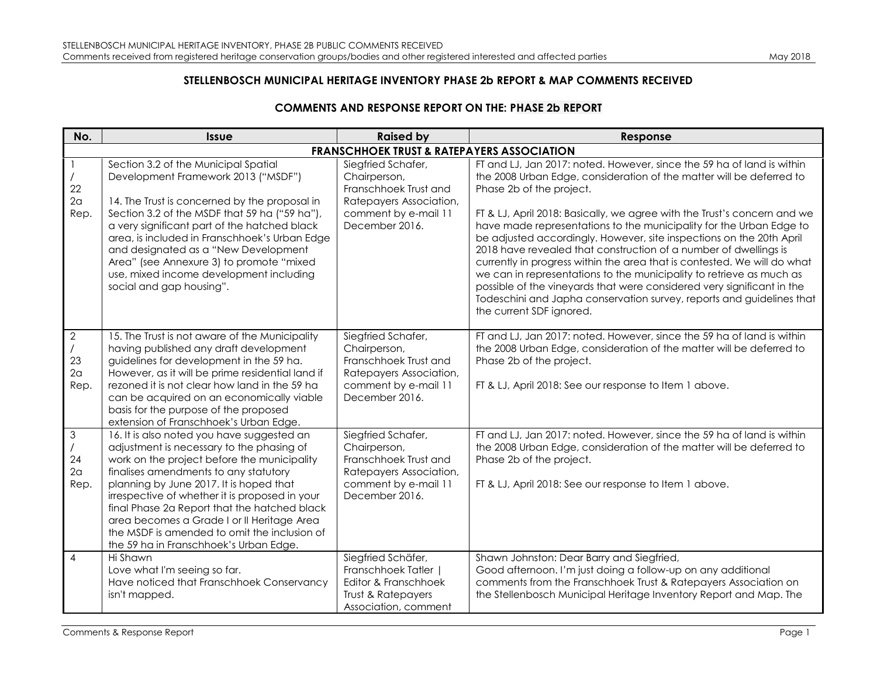## STELLENBOSCH MUNICIPAL HERITAGE INVENTORY PHASE 2b REPORT & MAP COMMENTS RECEIVED

### COMMENTS AND RESPONSE REPORT ON THE: PHASE 2b REPORT

| No. | Issue | Raised by | Response |
|---|---|---|---|
| **FRANSCHHOEK TRUST & RATEPAYERS ASSOCIATION** | | | |
| 1 / 22 2a Rep. | Section 3.2 of the Municipal Spatial Development Framework 2013 ("MSDF")<br><br>14. The Trust is concerned by the proposal in Section 3.2 of the MSDF that 59 ha ("59 ha"), a very significant part of the hatched black area, is included in Franschhoek's Urban Edge and designated as a "New Development Area" (see Annexure 3) to promote "mixed use, mixed income development including social and gap housing". | Siegfried Schafer, Chairperson, Franschhoek Trust and Ratepayers Association, comment by e-mail 11 December 2016. | FT and LJ, Jan 2017: noted. However, since the 59 ha of land is within the 2008 Urban Edge, consideration of the matter will be deferred to Phase 2b of the project.<br><br>FT & LJ, April 2018: Basically, we agree with the Trust's concern and we have made representations to the municipality for the Urban Edge to be adjusted accordingly. However, site inspections on the 20th April 2018 have revealed that construction of a number of dwellings is currently in progress within the area that is contested. We will do what we can in representations to the municipality to retrieve as much as possible of the vineyards that were considered very significant in the Todeschini and Japha conservation survey, reports and guidelines that the current SDF ignored. |
| 2 / 23 2a Rep. | 15. The Trust is not aware of the Municipality having published any draft development guidelines for development in the 59 ha. However, as it will be prime residential land if rezoned it is not clear how land in the 59 ha can be acquired on an economically viable basis for the purpose of the proposed extension of Franschhoek's Urban Edge. | Siegfried Schafer, Chairperson, Franschhoek Trust and Ratepayers Association, comment by e-mail 11 December 2016. | FT and LJ, Jan 2017: noted. However, since the 59 ha of land is within the 2008 Urban Edge, consideration of the matter will be deferred to Phase 2b of the project.<br><br>FT & LJ, April 2018: See our response to Item 1 above. |
| 3 / 24 2a Rep. | 16. It is also noted you have suggested an adjustment is necessary to the phasing of work on the project before the municipality finalises amendments to any statutory planning by June 2017. It is hoped that irrespective of whether it is proposed in your final Phase 2a Report that the hatched black area becomes a Grade I or II Heritage Area the MSDF is amended to omit the inclusion of the 59 ha in Franschhoek's Urban Edge. | Siegfried Schafer, Chairperson, Franschhoek Trust and Ratepayers Association, comment by e-mail 11 December 2016. | FT and LJ, Jan 2017: noted. However, since the 59 ha of land is within the 2008 Urban Edge, consideration of the matter will be deferred to Phase 2b of the project.<br><br>FT & LJ, April 2018: See our response to Item 1 above. |
| 4 | Hi Shawn<br>Love what I'm seeing so far.<br>Have noticed that Franschhoek Conservancy isn't mapped. | Siegfried Schäfer, Franschhoek Tatler \| Editor & Franschhoek Trust & Ratepayers Association, comment | Shawn Johnston: Dear Barry and Siegfried,<br>Good afternoon. I'm just doing a follow-up on any additional comments from the Franschhoek Trust & Ratepayers Association on the Stellenbosch Municipal Heritage Inventory Report and Map. The |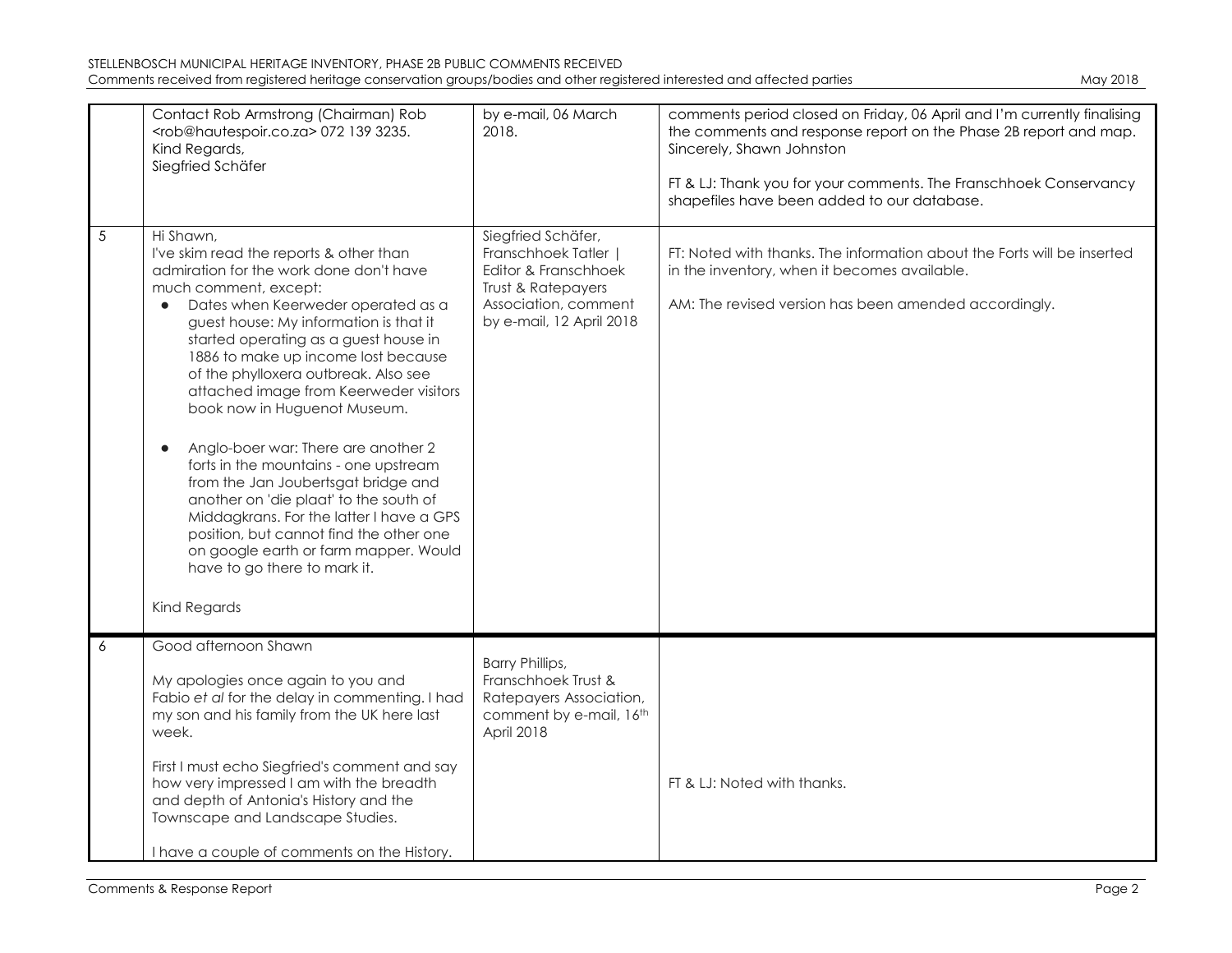| | | | |
|---|---|---|---|
| | Contact Rob Armstrong (Chairman) Rob <rob@hautespoir.co.za> 072 139 3235.<br>Kind Regards,<br>Siegfried Schäfer | by e-mail, 06 March 2018. | comments period closed on Friday, 06 April and I'm currently finalising the comments and response report on the Phase 2B report and map.<br>Sincerely, Shawn Johnston<br><br>FT & LJ: Thank you for your comments. The Franschhoek Conservancy shapefiles have been added to our database. |
| 5 | Hi Shawn,<br>I've skim read the reports & other than admiration for the work done don't have much comment, except:<br>• Dates when Keerweder operated as a guest house: My information is that it started operating as a guest house in 1886 to make up income lost because of the phylloxera outbreak. Also see attached image from Keerweder visitors book now in Huguenot Museum.<br>• Anglo-boer war: There are another 2 forts in the mountains - one upstream from the Jan Joubertsgat bridge and another on 'die plaat' to the south of Middagkrans. For the latter I have a GPS position, but cannot find the other one on google earth or farm mapper. Would have to go there to mark it.<br><br>Kind Regards | Siegfried Schäfer, Franschhoek Tatler \| Editor & Franschhoek Trust & Ratepayers Association, comment by e-mail, 12 April 2018 | FT: Noted with thanks. The information about the Forts will be inserted in the inventory, when it becomes available.<br><br>AM: The revised version has been amended accordingly. |
| 6 | Good afternoon Shawn<br><br>My apologies once again to you and Fabio *et al* for the delay in commenting. I had my son and his family from the UK here last week.<br><br>First I must echo Siegfried's comment and say how very impressed I am with the breadth and depth of Antonia's History and the Townscape and Landscape Studies.<br><br>I have a couple of comments on the History. | Barry Phillips, Franschhoek Trust & Ratepayers Association, comment by e-mail, 16th April 2018 | FT & LJ: Noted with thanks. |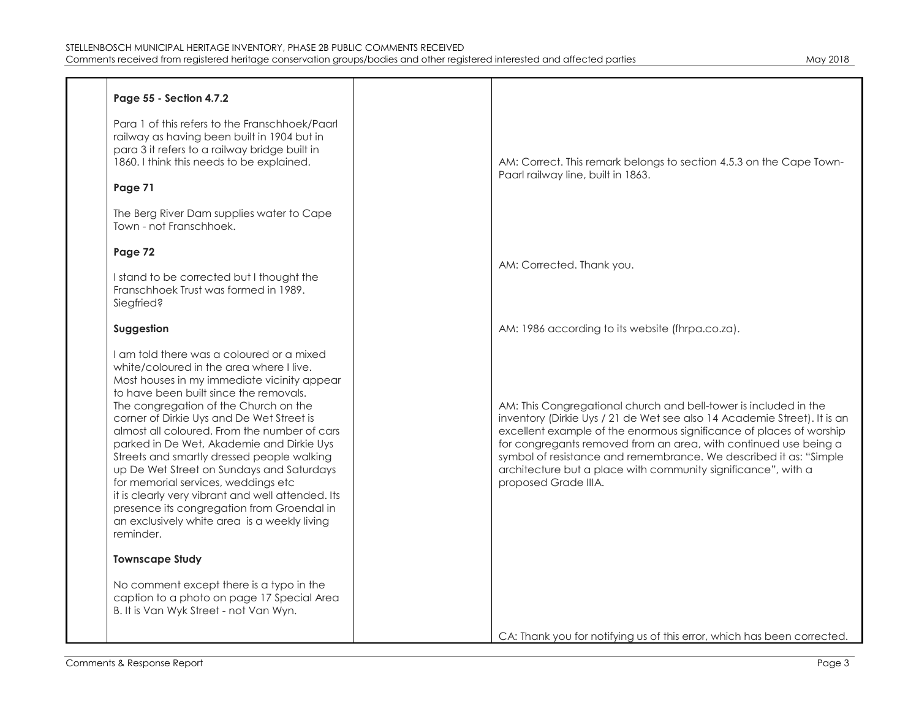| | | | |
|---|---|---|---|
| | **Page 55 - Section 4.7.2**<br><br>Para 1 of this refers to the Franschhoek/Paarl railway as having been built in 1904 but in para 3 it refers to a railway bridge built in 1860. I think this needs to be explained. | | AM: Correct. This remark belongs to section 4.5.3 on the Cape Town-Paarl railway line, built in 1863. |
| | **Page 71**<br><br>The Berg River Dam supplies water to Cape Town - not Franschhoek. | | AM: Corrected. Thank you. |
| | **Page 72**<br><br>I stand to be corrected but I thought the Franschhoek Trust was formed in 1989. Siegfried? | | AM: 1986 according to its website (fhrpa.co.za). |
| | **Suggestion**<br><br>I am told there was a coloured or a mixed white/coloured in the area where I live. Most houses in my immediate vicinity appear to have been built since the removals. The congregation of the Church on the corner of Dirkie Uys and De Wet Street is almost all coloured. From the number of cars parked in De Wet, Akademie and Dirkie Uys Streets and smartly dressed people walking up De Wet Street on Sundays and Saturdays for memorial services, weddings etc it is clearly very vibrant and well attended. Its presence its congregation from Groendal in an exclusively white area is a weekly living reminder. | | AM: This Congregational church and bell-tower is included in the inventory (Dirkie Uys / 21 de Wet see also 14 Academie Street). It is an excellent example of the enormous significance of places of worship for congregants removed from an area, with continued use being a symbol of resistance and remembrance. We described it as: "Simple architecture but a place with community significance", with a proposed Grade IIIA. |
| | **Townscape Study**<br><br>No comment except there is a typo in the caption to a photo on page 17 Special Area B. It is Van Wyk Street - not Van Wyn. | | CA: Thank you for notifying us of this error, which has been corrected. |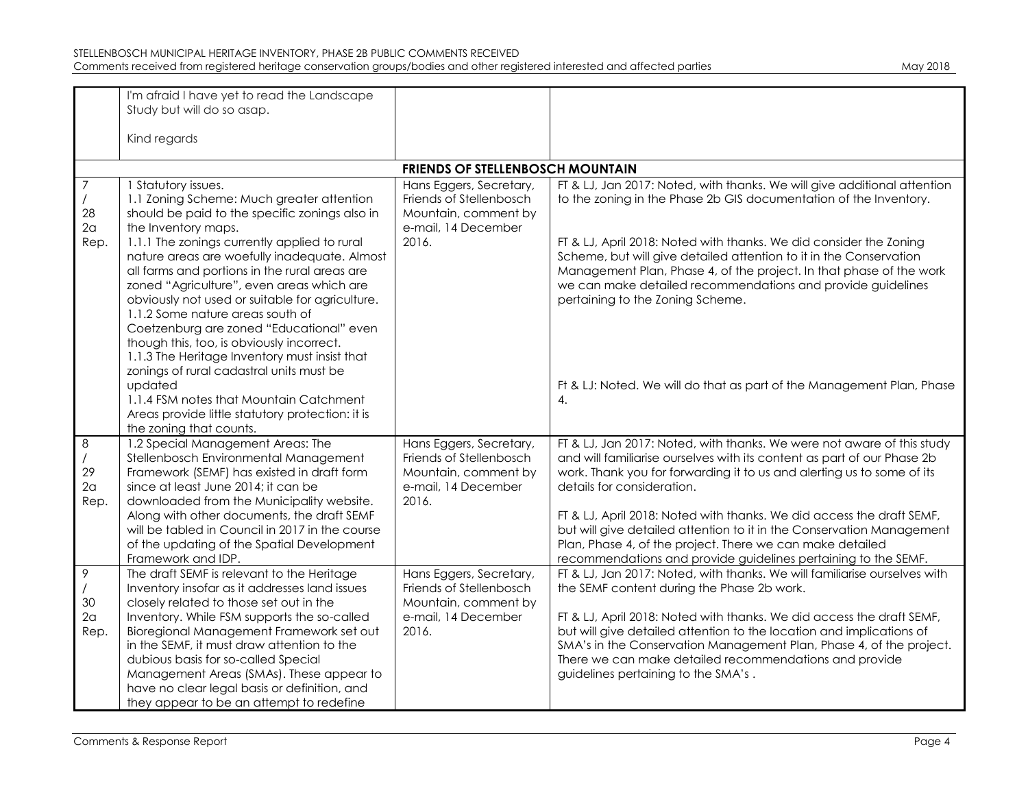| | | | |
|---|---|---|---|
| | I'm afraid I have yet to read the Landscape Study but will do so asap.<br><br>Kind regards | | |
| | **FRIENDS OF STELLENBOSCH MOUNTAIN** | | |
| 7 / 28 2a Rep. | 1 Statutory issues.<br>1.1 Zoning Scheme: Much greater attention should be paid to the specific zonings also in the Inventory maps.<br>1.1.1 The zonings currently applied to rural nature areas are woefully inadequate. Almost all farms and portions in the rural areas are zoned "Agriculture", even areas which are obviously not used or suitable for agriculture.<br>1.1.2 Some nature areas south of Coetzenburg are zoned "Educational" even though this, too, is obviously incorrect.<br>1.1.3 The Heritage Inventory must insist that zonings of rural cadastral units must be updated<br>1.1.4 FSM notes that Mountain Catchment Areas provide little statutory protection: it is the zoning that counts. | Hans Eggers, Secretary, Friends of Stellenbosch Mountain, comment by e-mail, 14 December 2016. | FT & LJ, Jan 2017: Noted, with thanks. We will give additional attention to the zoning in the Phase 2b GIS documentation of the Inventory.<br><br>FT & LJ, April 2018: Noted with thanks. We did consider the Zoning Scheme, but will give detailed attention to it in the Conservation Management Plan, Phase 4, of the project. In that phase of the work we can make detailed recommendations and provide guidelines pertaining to the Zoning Scheme.<br><br>Ft & LJ: Noted. We will do that as part of the Management Plan, Phase 4. |
| 8 / 29 2a Rep. | 1.2 Special Management Areas: The Stellenbosch Environmental Management Framework (SEMF) has existed in draft form since at least June 2014; it can be downloaded from the Municipality website. Along with other documents, the draft SEMF will be tabled in Council in 2017 in the course of the updating of the Spatial Development Framework and IDP. | Hans Eggers, Secretary, Friends of Stellenbosch Mountain, comment by e-mail, 14 December 2016. | FT & LJ, Jan 2017: Noted, with thanks. We were not aware of this study and will familiarise ourselves with its content as part of our Phase 2b work. Thank you for forwarding it to us and alerting us to some of its details for consideration.<br><br>FT & LJ, April 2018: Noted with thanks. We did access the draft SEMF, but will give detailed attention to it in the Conservation Management Plan, Phase 4, of the project. There we can make detailed recommendations and provide guidelines pertaining to the SEMF. |
| 9 / 30 2a Rep. | The draft SEMF is relevant to the Heritage Inventory insofar as it addresses land issues closely related to those set out in the Inventory. While FSM supports the so-called Bioregional Management Framework set out in the SEMF, it must draw attention to the dubious basis for so-called Special Management Areas (SMAs). These appear to have no clear legal basis or definition, and they appear to be an attempt to redefine | Hans Eggers, Secretary, Friends of Stellenbosch Mountain, comment by e-mail, 14 December 2016. | FT & LJ, Jan 2017: Noted, with thanks. We will familiarise ourselves with the SEMF content during the Phase 2b work.<br><br>FT & LJ, April 2018: Noted with thanks. We did access the draft SEMF, but will give detailed attention to the location and implications of SMA's in the Conservation Management Plan, Phase 4, of the project. There we can make detailed recommendations and provide guidelines pertaining to the SMA's . |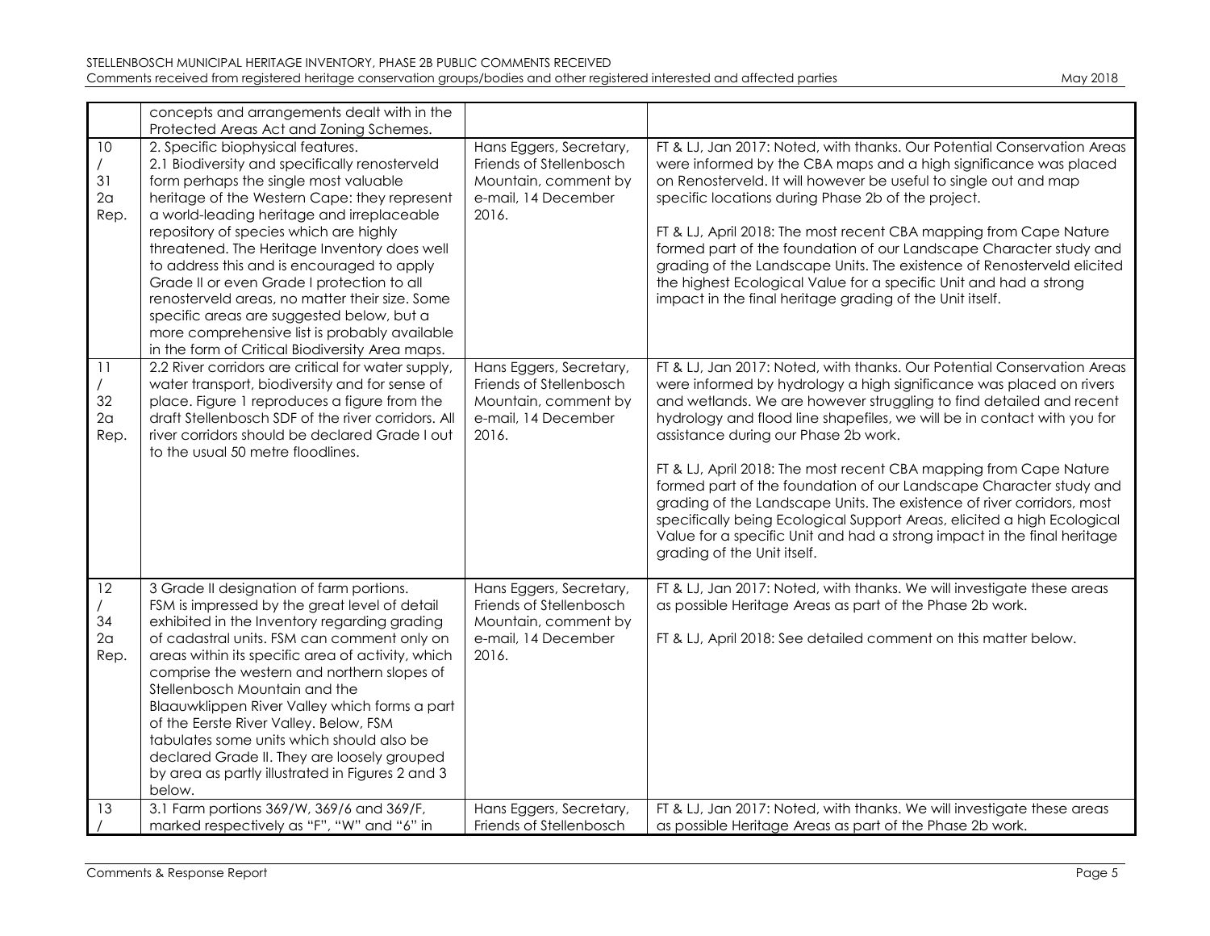| | | | |
|---|---|---|---|
| | concepts and arrangements dealt with in the Protected Areas Act and Zoning Schemes. | | |
| 10 / 31 2a Rep. | 2. Specific biophysical features.<br>2.1 Biodiversity and specifically renosterveld form perhaps the single most valuable heritage of the Western Cape: they represent a world-leading heritage and irreplaceable repository of species which are highly threatened. The Heritage Inventory does well to address this and is encouraged to apply Grade II or even Grade I protection to all renosterveld areas, no matter their size. Some specific areas are suggested below, but a more comprehensive list is probably available in the form of Critical Biodiversity Area maps. | Hans Eggers, Secretary, Friends of Stellenbosch Mountain, comment by e-mail, 14 December 2016. | FT & LJ, Jan 2017: Noted, with thanks. Our Potential Conservation Areas were informed by the CBA maps and a high significance was placed on Renosterveld. It will however be useful to single out and map specific locations during Phase 2b of the project.<br><br>FT & LJ, April 2018: The most recent CBA mapping from Cape Nature formed part of the foundation of our Landscape Character study and grading of the Landscape Units. The existence of Renosterveld elicited the highest Ecological Value for a specific Unit and had a strong impact in the final heritage grading of the Unit itself. |
| 11 / 32 2a Rep. | 2.2 River corridors are critical for water supply, water transport, biodiversity and for sense of place. Figure 1 reproduces a figure from the draft Stellenbosch SDF of the river corridors. All river corridors should be declared Grade I out to the usual 50 metre floodlines. | Hans Eggers, Secretary, Friends of Stellenbosch Mountain, comment by e-mail, 14 December 2016. | FT & LJ, Jan 2017: Noted, with thanks. Our Potential Conservation Areas were informed by hydrology a high significance was placed on rivers and wetlands. We are however struggling to find detailed and recent hydrology and flood line shapefiles, we will be in contact with you for assistance during our Phase 2b work.<br><br>FT & LJ, April 2018: The most recent CBA mapping from Cape Nature formed part of the foundation of our Landscape Character study and grading of the Landscape Units. The existence of river corridors, most specifically being Ecological Support Areas, elicited a high Ecological Value for a specific Unit and had a strong impact in the final heritage grading of the Unit itself. |
| 12 / 34 2a Rep. | 3 Grade II designation of farm portions.<br>FSM is impressed by the great level of detail exhibited in the Inventory regarding grading of cadastral units. FSM can comment only on areas within its specific area of activity, which comprise the western and northern slopes of Stellenbosch Mountain and the Blaauwklippen River Valley which forms a part of the Eerste River Valley. Below, FSM tabulates some units which should also be declared Grade II. They are loosely grouped by area as partly illustrated in Figures 2 and 3 below. | Hans Eggers, Secretary, Friends of Stellenbosch Mountain, comment by e-mail, 14 December 2016. | FT & LJ, Jan 2017: Noted, with thanks. We will investigate these areas as possible Heritage Areas as part of the Phase 2b work.<br><br>FT & LJ, April 2018: See detailed comment on this matter below. |
| 13 / | 3.1 Farm portions 369/W, 369/6 and 369/F, marked respectively as "F", "W" and "6" in | Hans Eggers, Secretary, Friends of Stellenbosch | FT & LJ, Jan 2017: Noted, with thanks. We will investigate these areas as possible Heritage Areas as part of the Phase 2b work. |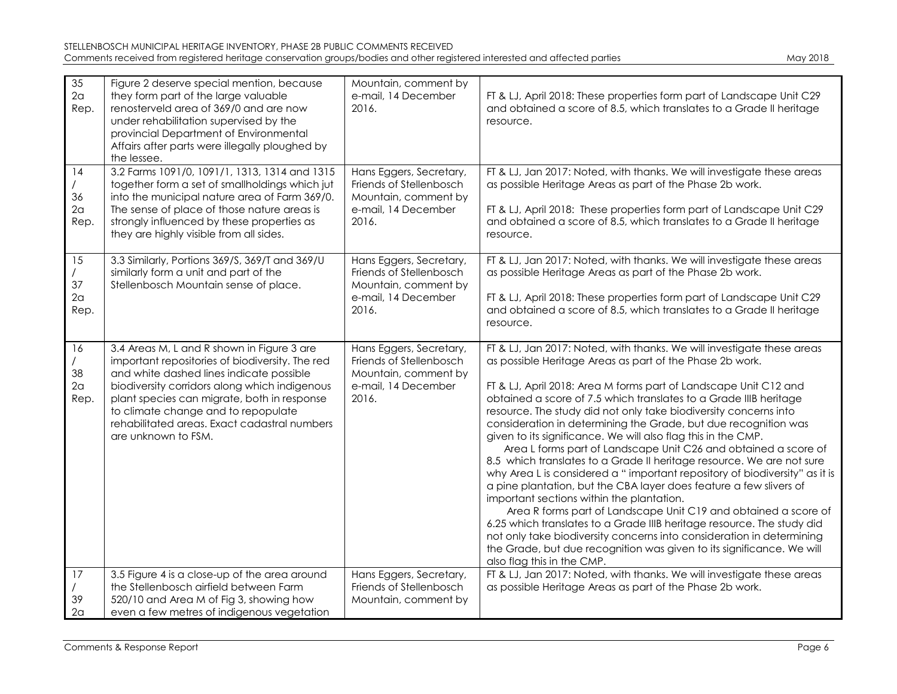| | | | |
|---|---|---|---|
| 35 2a Rep. | Figure 2 deserve special mention, because they form part of the large valuable renosterveld area of 369/0 and are now under rehabilitation supervised by the provincial Department of Environmental Affairs after parts were illegally ploughed by the lessee. | Mountain, comment by e-mail, 14 December 2016. | FT & LJ, April 2018: These properties form part of Landscape Unit C29 and obtained a score of 8.5, which translates to a Grade II heritage resource. |
| 14 / 36 2a Rep. | 3.2 Farms 1091/0, 1091/1, 1313, 1314 and 1315 together form a set of smallholdings which jut into the municipal nature area of Farm 369/0. The sense of place of those nature areas is strongly influenced by these properties as they are highly visible from all sides. | Hans Eggers, Secretary, Friends of Stellenbosch Mountain, comment by e-mail, 14 December 2016. | FT & LJ, Jan 2017: Noted, with thanks. We will investigate these areas as possible Heritage Areas as part of the Phase 2b work.<br><br>FT & LJ, April 2018: These properties form part of Landscape Unit C29 and obtained a score of 8.5, which translates to a Grade II heritage resource. |
| 15 / 37 2a Rep. | 3.3 Similarly, Portions 369/S, 369/T and 369/U similarly form a unit and part of the Stellenbosch Mountain sense of place. | Hans Eggers, Secretary, Friends of Stellenbosch Mountain, comment by e-mail, 14 December 2016. | FT & LJ, Jan 2017: Noted, with thanks. We will investigate these areas as possible Heritage Areas as part of the Phase 2b work.<br><br>FT & LJ, April 2018: These properties form part of Landscape Unit C29 and obtained a score of 8.5, which translates to a Grade II heritage resource. |
| 16 / 38 2a Rep. | 3.4 Areas M, L and R shown in Figure 3 are important repositories of biodiversity. The red and white dashed lines indicate possible biodiversity corridors along which indigenous plant species can migrate, both in response to climate change and to repopulate rehabilitated areas. Exact cadastral numbers are unknown to FSM. | Hans Eggers, Secretary, Friends of Stellenbosch Mountain, comment by e-mail, 14 December 2016. | FT & LJ, Jan 2017: Noted, with thanks. We will investigate these areas as possible Heritage Areas as part of the Phase 2b work.<br><br>FT & LJ, April 2018: Area M forms part of Landscape Unit C12 and obtained a score of 7.5 which translates to a Grade IIIB heritage resource. The study did not only take biodiversity concerns into consideration in determining the Grade, but due recognition was given to its significance. We will also flag this in the CMP.<br>Area L forms part of Landscape Unit C26 and obtained a score of 8.5 which translates to a Grade II heritage resource. We are not sure why Area L is considered a " important repository of biodiversity" as it is a pine plantation, but the CBA layer does feature a few slivers of important sections within the plantation.<br>Area R forms part of Landscape Unit C19 and obtained a score of 6.25 which translates to a Grade IIIB heritage resource. The study did not only take biodiversity concerns into consideration in determining the Grade, but due recognition was given to its significance. We will also flag this in the CMP. |
| 17 / 39 2a | 3.5 Figure 4 is a close-up of the area around the Stellenbosch airfield between Farm 520/10 and Area M of Fig 3, showing how even a few metres of indigenous vegetation | Hans Eggers, Secretary, Friends of Stellenbosch Mountain, comment by | FT & LJ, Jan 2017: Noted, with thanks. We will investigate these areas as possible Heritage Areas as part of the Phase 2b work. |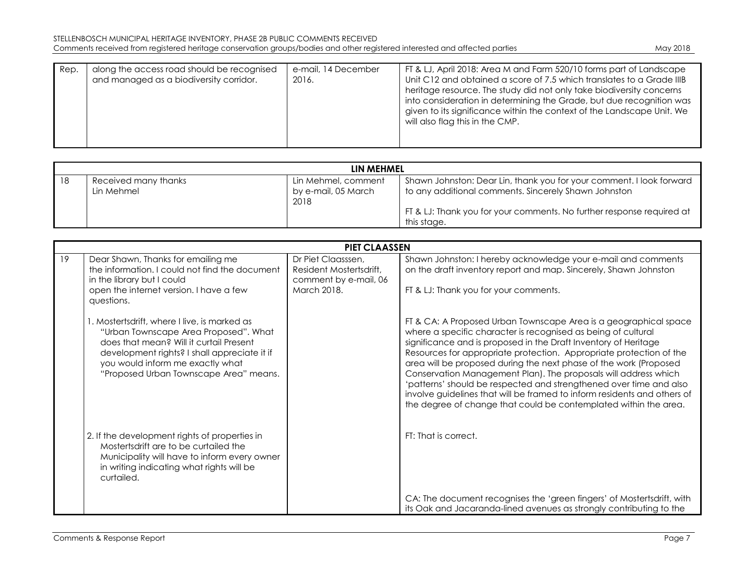| Rep. | along the access road should be recognised and managed as a biodiversity corridor. | e-mail, 14 December 2016. | FT & LJ, April 2018: Area M and Farm 520/10 forms part of Landscape Unit C12 and obtained a score of 7.5 which translates to a Grade IIIB heritage resource. The study did not only take biodiversity concerns into consideration in determining the Grade, but due recognition was given to its significance within the context of the Landscape Unit. We will also flag this in the CMP. |
|---|---|---|---|

| **LIN MEHMEL** | | | |
|---|---|---|---|
| 18 | Received many thanks<br>Lin Mehmel | Lin Mehmel, comment by e-mail, 05 March 2018 | Shawn Johnston: Dear Lin, thank you for your comment. I look forward to any additional comments. Sincerely Shawn Johnston<br><br>FT & LJ: Thank you for your comments. No further response required at this stage. |

| **PIET CLAASSEN** | | | |
|---|---|---|---|
| 19 | Dear Shawn, Thanks for emailing me the information. I could not find the document in the library but I could open the internet version. I have a few questions. | Dr Piet Claasssen, Resident Mostertsdrift, comment by e-mail, 06 March 2018. | Shawn Johnston: I hereby acknowledge your e-mail and comments on the draft inventory report and map. Sincerely, Shawn Johnston<br><br>FT & LJ: Thank you for your comments. |
| | 1. Mostertsdrift, where I live, is marked as "Urban Townscape Area Proposed". What does that mean? Will it curtail Present development rights? I shall appreciate it if you would inform me exactly what "Proposed Urban Townscape Area" means. | | FT & CA: A Proposed Urban Townscape Area is a geographical space where a specific character is recognised as being of cultural significance and is proposed in the Draft Inventory of Heritage Resources for appropriate protection. Appropriate protection of the area will be proposed during the next phase of the work (Proposed Conservation Management Plan). The proposals will address which 'patterns' should be respected and strengthened over time and also involve guidelines that will be framed to inform residents and others of the degree of change that could be contemplated within the area. |
| | 2. If the development rights of properties in Mostertsdrift are to be curtailed the Municipality will have to inform every owner in writing indicating what rights will be curtailed. | | FT: That is correct. |
| | | | CA: The document recognises the 'green fingers' of Mostertsdrift, with its Oak and Jacaranda-lined avenues as strongly contributing to the |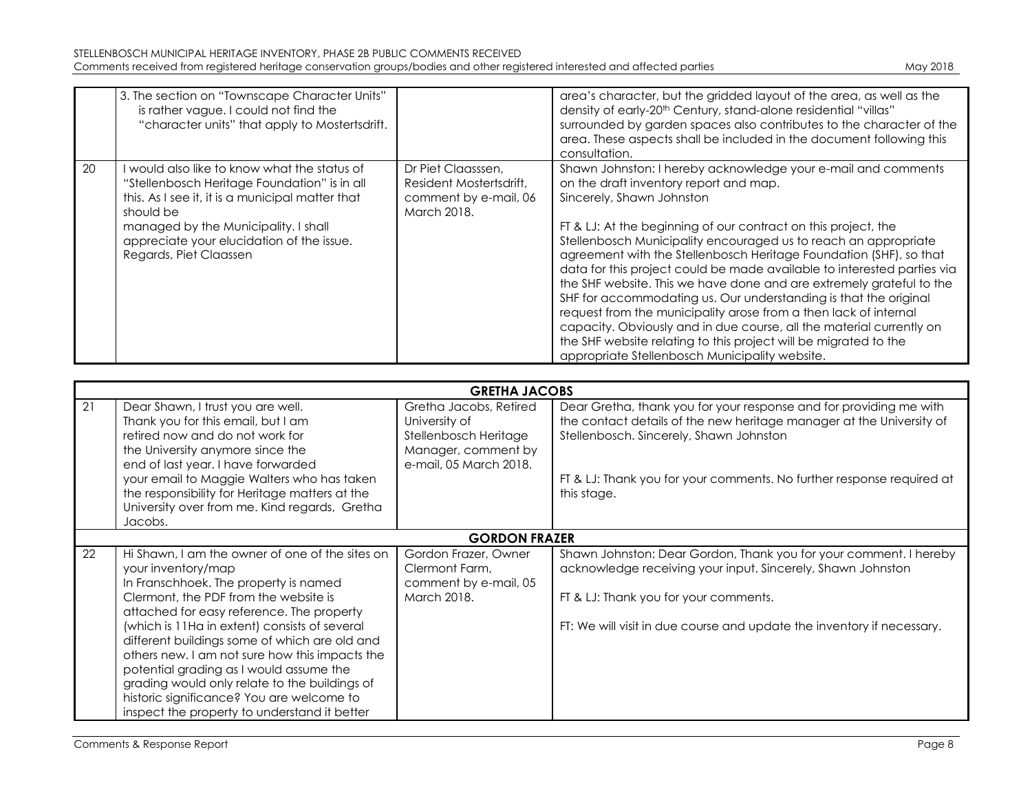| | 3. The section on "Townscape Character Units" is rather vague. I could not find the "character units" that apply to Mostertsdrift. | | area's character, but the gridded layout of the area, as well as the density of early-20th Century, stand-alone residential "villas" surrounded by garden spaces also contributes to the character of the area. These aspects shall be included in the document following this consultation. |
|---|---|---|---|
| 20 | I would also like to know what the status of "Stellenbosch Heritage Foundation" is in all this. As I see it, it is a municipal matter that should be managed by the Municipality. I shall appreciate your elucidation of the issue. Regards, Piet Claassen | Dr Piet Claasssen, Resident Mostertsdrift, comment by e-mail, 06 March 2018. | Shawn Johnston: I hereby acknowledge your e-mail and comments on the draft inventory report and map. Sincerely, Shawn Johnston<br><br>FT & LJ: At the beginning of our contract on this project, the Stellenbosch Municipality encouraged us to reach an appropriate agreement with the Stellenbosch Heritage Foundation (SHF), so that data for this project could be made available to interested parties via the SHF website. This we have done and are extremely grateful to the SHF for accommodating us. Our understanding is that the original request from the municipality arose from a then lack of internal capacity. Obviously and in due course, all the material currently on the SHF website relating to this project will be migrated to the appropriate Stellenbosch Municipality website. |

| | **GRETHA JACOBS** | | |
|---|---|---|---|
| 21 | Dear Shawn, I trust you are well. Thank you for this email, but I am retired now and do not work for the University anymore since the end of last year. I have forwarded your email to Maggie Walters who has taken the responsibility for Heritage matters at the University over from me. Kind regards, Gretha Jacobs. | Gretha Jacobs, Retired University of Stellenbosch Heritage Manager, comment by e-mail, 05 March 2018. | Dear Gretha, thank you for your response and for providing me with the contact details of the new heritage manager at the University of Stellenbosch. Sincerely, Shawn Johnston<br><br>FT & LJ: Thank you for your comments. No further response required at this stage. |
| | **GORDON FRAZER** | | |
| 22 | Hi Shawn, I am the owner of one of the sites on your inventory/map In Franschhoek. The property is named Clermont, the PDF from the website is attached for easy reference. The property (which is 11Ha in extent) consists of several different buildings some of which are old and others new. I am not sure how this impacts the potential grading as I would assume the grading would only relate to the buildings of historic significance? You are welcome to inspect the property to understand it better | Gordon Frazer, Owner Clermont Farm, comment by e-mail, 05 March 2018. | Shawn Johnston: Dear Gordon, Thank you for your comment. I hereby acknowledge receiving your input. Sincerely, Shawn Johnston<br><br>FT & LJ: Thank you for your comments.<br><br>FT: We will visit in due course and update the inventory if necessary. |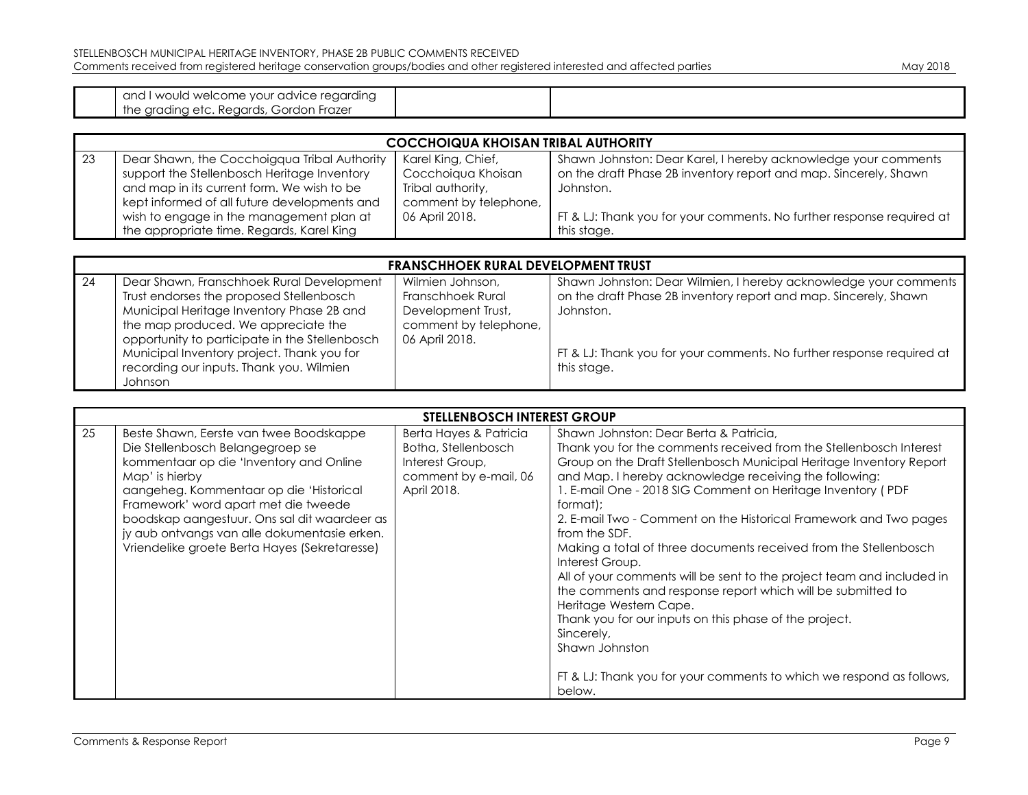| | and I would welcome your advice regarding the grading etc. Regards, Gordon Frazer | | |
|---|---|---|---|

| COCCHOIQUA KHOISAN TRIBAL AUTHORITY | | | |
|---|---|---|---|
| 23 | Dear Shawn, the Cocchoigqua Tribal Authority support the Stellenbosch Heritage Inventory and map in its current form. We wish to be kept informed of all future developments and wish to engage in the management plan at the appropriate time. Regards, Karel King | Karel King, Chief, Cocchoiqua Khoisan Tribal authority, comment by telephone, 06 April 2018. | Shawn Johnston: Dear Karel, I hereby acknowledge your comments on the draft Phase 2B inventory report and map. Sincerely, Shawn Johnston.<br><br>FT & LJ: Thank you for your comments. No further response required at this stage. |

| FRANSCHHOEK RURAL DEVELOPMENT TRUST | | | |
|---|---|---|---|
| 24 | Dear Shawn, Franschhoek Rural Development Trust endorses the proposed Stellenbosch Municipal Heritage Inventory Phase 2B and the map produced. We appreciate the opportunity to participate in the Stellenbosch Municipal Inventory project. Thank you for recording our inputs. Thank you. Wilmien Johnson | Wilmien Johnson, Franschhoek Rural Development Trust, comment by telephone, 06 April 2018. | Shawn Johnston: Dear Wilmien, I hereby acknowledge your comments on the draft Phase 2B inventory report and map. Sincerely, Shawn Johnston.<br><br>FT & LJ: Thank you for your comments. No further response required at this stage. |

| STELLENBOSCH INTEREST GROUP | | | |
|---|---|---|---|
| 25 | Beste Shawn, Eerste van twee Boodskappe Die Stellenbosch Belangegroep se kommentaar op die 'Inventory and Online Map' is hierby aangeheg. Kommentaar op die 'Historical Framework' word apart met die tweede boodskap aangestuur. Ons sal dit waardeer as jy aub ontvangs van alle dokumentasie erken. Vriendelike groete Berta Hayes (Sekretaresse) | Berta Hayes & Patricia Botha, Stellenbosch Interest Group, comment by e-mail, 06 April 2018. | Shawn Johnston: Dear Berta & Patricia,<br>Thank you for the comments received from the Stellenbosch Interest Group on the Draft Stellenbosch Municipal Heritage Inventory Report and Map. I hereby acknowledge receiving the following:<br>1. E-mail One - 2018 SIG Comment on Heritage Inventory ( PDF format);<br>2. E-mail Two - Comment on the Historical Framework and Two pages from the SDF.<br>Making a total of three documents received from the Stellenbosch Interest Group.<br>All of your comments will be sent to the project team and included in the comments and response report which will be submitted to Heritage Western Cape.<br>Thank you for our inputs on this phase of the project.<br>Sincerely,<br>Shawn Johnston<br><br>FT & LJ: Thank you for your comments to which we respond as follows, below. |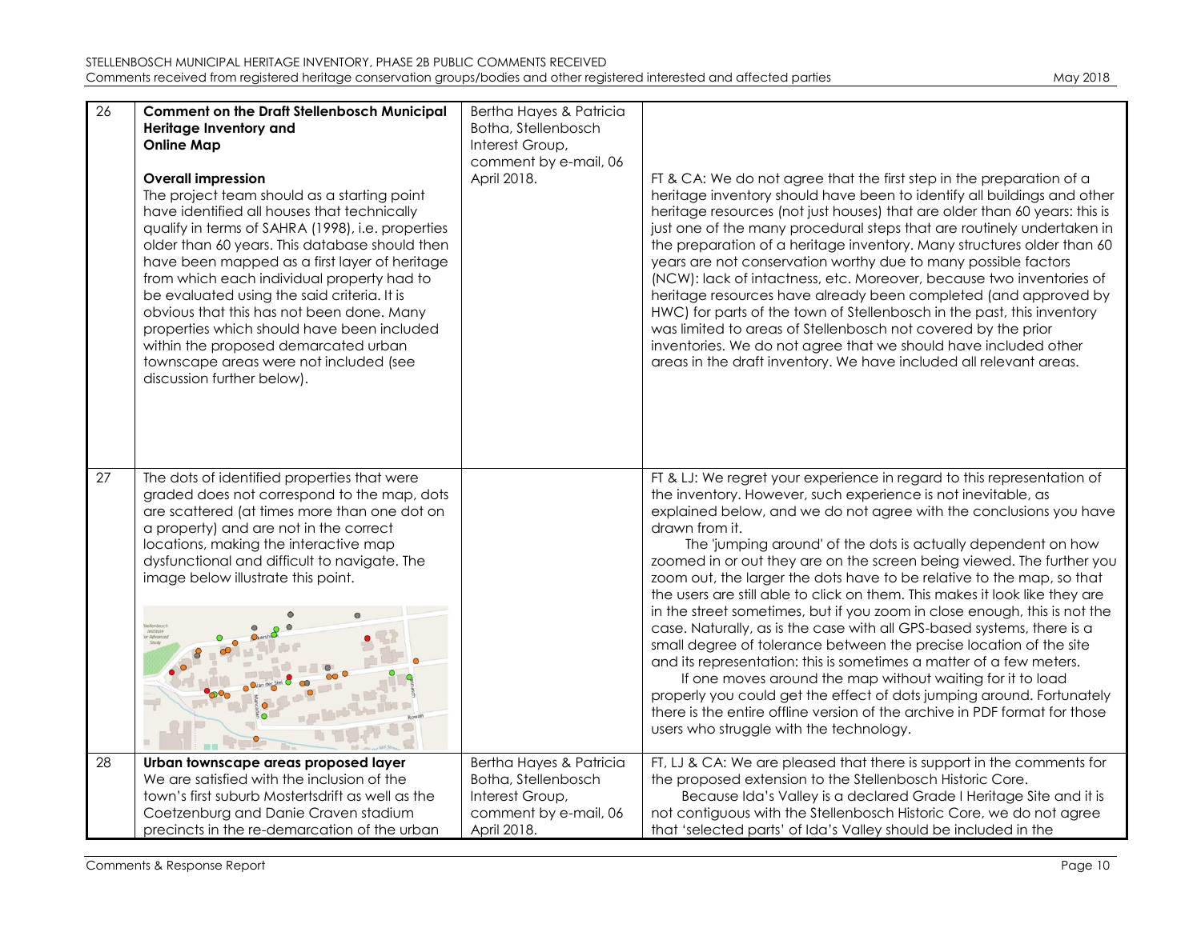| | | | |
|---|---|---|---|
| 26 | **Comment on the Draft Stellenbosch Municipal Heritage Inventory and Online Map**<br><br>**Overall impression**<br>The project team should as a starting point have identified all houses that technically qualify in terms of SAHRA (1998), i.e. properties older than 60 years. This database should then have been mapped as a first layer of heritage from which each individual property had to be evaluated using the said criteria. It is obvious that this has not been done. Many properties which should have been included within the proposed demarcated urban townscape areas were not included (see discussion further below). | Bertha Hayes & Patricia Botha, Stellenbosch Interest Group, comment by e-mail, 06 April 2018. | FT & CA: We do not agree that the first step in the preparation of a heritage inventory should have been to identify all buildings and other heritage resources (not just houses) that are older than 60 years: this is just one of the many procedural steps that are routinely undertaken in the preparation of a heritage inventory. Many structures older than 60 years are not conservation worthy due to many possible factors (NCW): lack of intactness, etc. Moreover, because two inventories of heritage resources have already been completed (and approved by HWC) for parts of the town of Stellenbosch in the past, this inventory was limited to areas of Stellenbosch not covered by the prior inventories. We do not agree that we should have included other areas in the draft inventory. We have included all relevant areas. |
| 27 | The dots of identified properties that were graded does not correspond to the map, dots are scattered (at times more than one dot on a property) and are not in the correct locations, making the interactive map dysfunctional and difficult to navigate. The image below illustrate this point. | | FT & LJ: We regret your experience in regard to this representation of the inventory. However, such experience is not inevitable, as explained below, and we do not agree with the conclusions you have drawn from it.<br>The 'jumping around' of the dots is actually dependent on how zoomed in or out they are on the screen being viewed. The further you zoom out, the larger the dots have to be relative to the map, so that the users are still able to click on them. This makes it look like they are in the street sometimes, but if you zoom in close enough, this is not the case. Naturally, as is the case with all GPS-based systems, there is a small degree of tolerance between the precise location of the site and its representation: this is sometimes a matter of a few meters.<br>If one moves around the map without waiting for it to load properly you could get the effect of dots jumping around. Fortunately there is the entire offline version of the archive in PDF format for those users who struggle with the technology. |
| 28 | **Urban townscape areas proposed layer**<br>We are satisfied with the inclusion of the town's first suburb Mostertsdrift as well as the Coetzenburg and Danie Craven stadium precincts in the re-demarcation of the urban | Bertha Hayes & Patricia Botha, Stellenbosch Interest Group, comment by e-mail, 06 April 2018. | FT, LJ & CA: We are pleased that there is support in the comments for the proposed extension to the Stellenbosch Historic Core.<br>Because Ida's Valley is a declared Grade I Heritage Site and it is not contiguous with the Stellenbosch Historic Core, we do not agree that 'selected parts' of Ida's Valley should be included in the |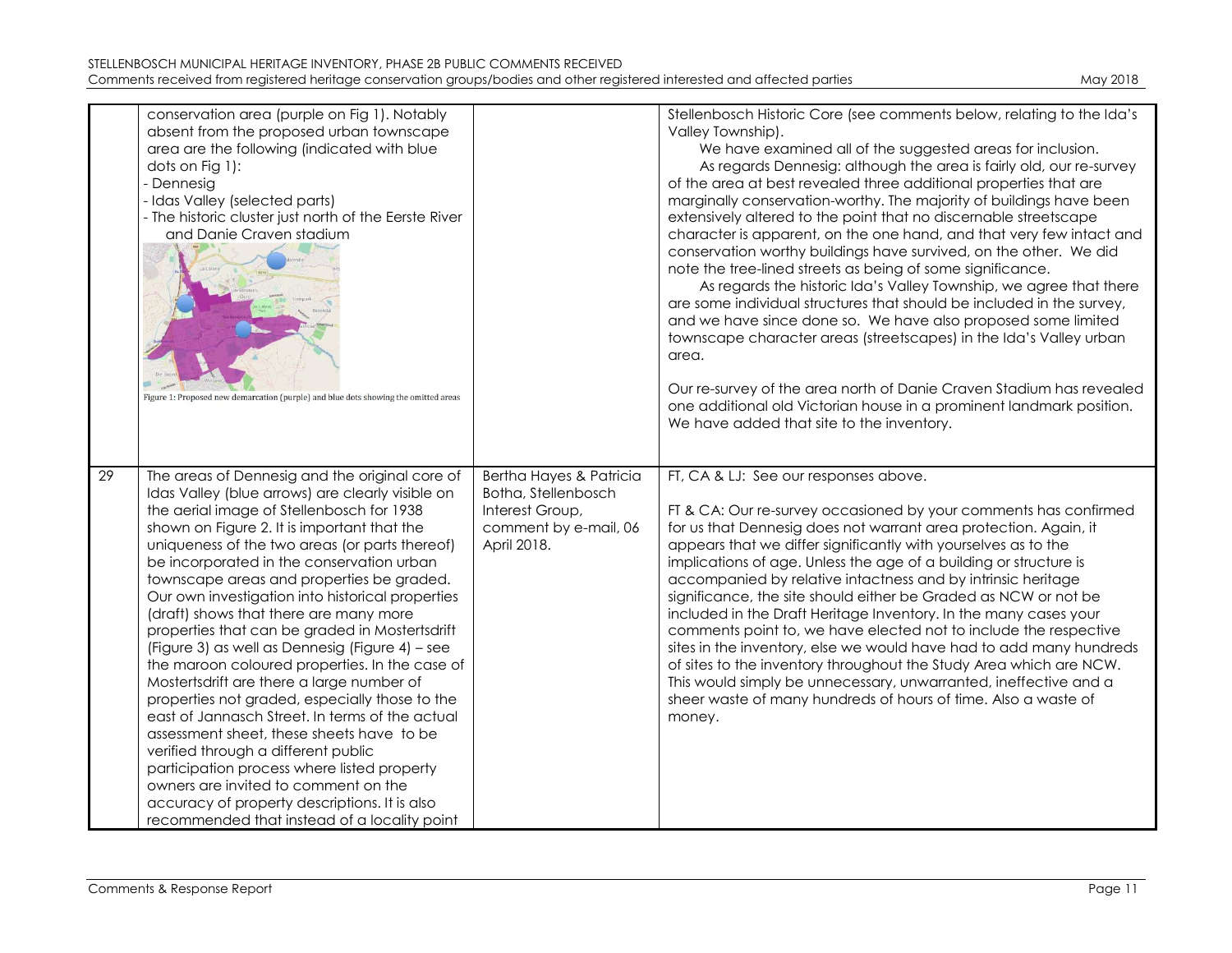| | | | |
|---|---|---|---|
| | conservation area (purple on Fig 1). Notably absent from the proposed urban townscape area are the following (indicated with blue dots on Fig 1):<br>- Dennesig<br>- Idas Valley (selected parts)<br>- The historic cluster just north of the Eerste River and Danie Craven stadium<br><br>Figure 1: Proposed new demarcation (purple) and blue dots showing the omitted areas | | Stellenbosch Historic Core (see comments below, relating to the Ida's Valley Township).<br>We have examined all of the suggested areas for inclusion.<br>As regards Dennesig: although the area is fairly old, our re-survey of the area at best revealed three additional properties that are marginally conservation-worthy. The majority of buildings have been extensively altered to the point that no discernable streetscape character is apparent, on the one hand, and that very few intact and conservation worthy buildings have survived, on the other. We did note the tree-lined streets as being of some significance.<br>As regards the historic Ida's Valley Township, we agree that there are some individual structures that should be included in the survey, and we have since done so. We have also proposed some limited townscape character areas (streetscapes) in the Ida's Valley urban area.<br><br>Our re-survey of the area north of Danie Craven Stadium has revealed one additional old Victorian house in a prominent landmark position. We have added that site to the inventory. |
| 29 | The areas of Dennesig and the original core of Idas Valley (blue arrows) are clearly visible on the aerial image of Stellenbosch for 1938 shown on Figure 2. It is important that the uniqueness of the two areas (or parts thereof) be incorporated in the conservation urban townscape areas and properties be graded. Our own investigation into historical properties (draft) shows that there are many more properties that can be graded in Mostertsdrift (Figure 3) as well as Dennesig (Figure 4) – see the maroon coloured properties. In the case of Mostertsdrift are there a large number of properties not graded, especially those to the east of Jannasch Street. In terms of the actual assessment sheet, these sheets have to be verified through a different public participation process where listed property owners are invited to comment on the accuracy of property descriptions. It is also recommended that instead of a locality point | Bertha Hayes & Patricia Botha, Stellenbosch Interest Group, comment by e-mail, 06 April 2018. | FT, CA & LJ: See our responses above.<br><br>FT & CA: Our re-survey occasioned by your comments has confirmed for us that Dennesig does not warrant area protection. Again, it appears that we differ significantly with yourselves as to the implications of age. Unless the age of a building or structure is accompanied by relative intactness and by intrinsic heritage significance, the site should either be Graded as NCW or not be included in the Draft Heritage Inventory. In the many cases your comments point to, we have elected not to include the respective sites in the inventory, else we would have had to add many hundreds of sites to the inventory throughout the Study Area which are NCW. This would simply be unnecessary, unwarranted, ineffective and a sheer waste of many hundreds of hours of time. Also a waste of money. |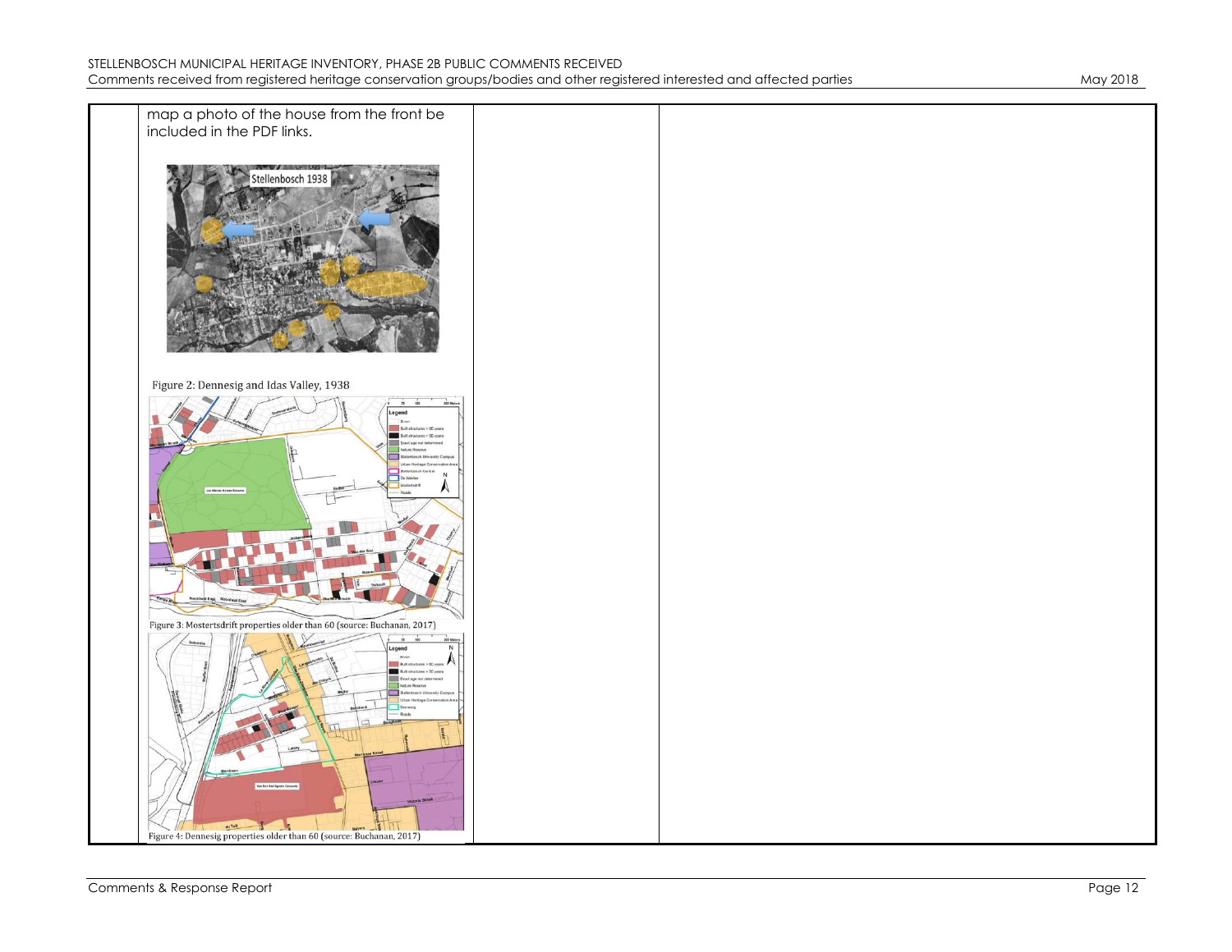| | | | |
|---|---|---|---|
| | map a photo of the house from the front be included in the PDF links.<br><br>Figure 2: Dennesig and Idas Valley, 1938<br><br>Figure 3: Mostertsdrift properties older than 60 (source: Buchanan, 2017)<br><br>Figure 4: Dennesig properties older than 60 (source: Buchanan, 2017) | | |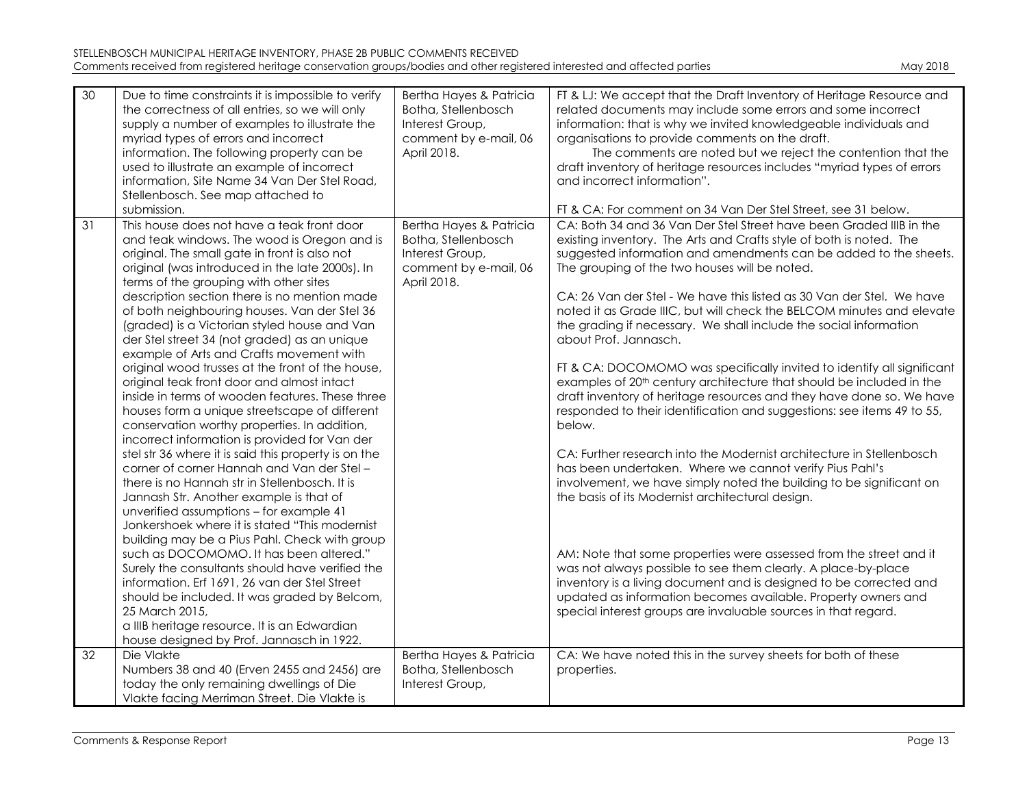| 30 | Due to time constraints it is impossible to verify the correctness of all entries, so we will only supply a number of examples to illustrate the myriad types of errors and incorrect information. The following property can be used to illustrate an example of incorrect information, Site Name 34 Van Der Stel Road, Stellenbosch. See map attached to submission. | Bertha Hayes & Patricia Botha, Stellenbosch Interest Group, comment by e-mail, 06 April 2018. | FT & LJ: We accept that the Draft Inventory of Heritage Resource and related documents may include some errors and some incorrect information: that is why we invited knowledgeable individuals and organisations to provide comments on the draft.<br>The comments are noted but we reject the contention that the draft inventory of heritage resources includes "myriad types of errors and incorrect information".<br><br>FT & CA: For comment on 34 Van Der Stel Street, see 31 below. |
|---|---|---|---|
| 31 | This house does not have a teak front door and teak windows. The wood is Oregon and is original. The small gate in front is also not original (was introduced in the late 2000s). In terms of the grouping with other sites description section there is no mention made of both neighbouring houses. Van der Stel 36 (graded) is a Victorian styled house and Van der Stel street 34 (not graded) as an unique example of Arts and Crafts movement with original wood trusses at the front of the house, original teak front door and almost intact inside in terms of wooden features. These three houses form a unique streetscape of different conservation worthy properties. In addition, incorrect information is provided for Van der stel str 36 where it is said this property is on the corner of corner Hannah and Van der Stel – there is no Hannah str in Stellenbosch. It is Jannash Str. Another example is that of unverified assumptions – for example 41 Jonkershoek where it is stated "This modernist building may be a Pius Pahl. Check with group such as DOCOMOMO. It has been altered." Surely the consultants should have verified the information. Erf 1691, 26 van der Stel Street should be included. It was graded by Belcom, 25 March 2015, a IIIB heritage resource. It is an Edwardian house designed by Prof. Jannasch in 1922. | Bertha Hayes & Patricia Botha, Stellenbosch Interest Group, comment by e-mail, 06 April 2018. | CA: Both 34 and 36 Van Der Stel Street have been Graded IIIB in the existing inventory. The Arts and Crafts style of both is noted. The suggested information and amendments can be added to the sheets. The grouping of the two houses will be noted.<br><br>CA: 26 Van der Stel - We have this listed as 30 Van der Stel. We have noted it as Grade IIIC, but will check the BELCOM minutes and elevate the grading if necessary. We shall include the social information about Prof. Jannasch.<br><br>FT & CA: DOCOMOMO was specifically invited to identify all significant examples of 20th century architecture that should be included in the draft inventory of heritage resources and they have done so. We have responded to their identification and suggestions: see items 49 to 55, below.<br><br>CA: Further research into the Modernist architecture in Stellenbosch has been undertaken. Where we cannot verify Pius Pahl's involvement, we have simply noted the building to be significant on the basis of its Modernist architectural design.<br><br>AM: Note that some properties were assessed from the street and it was not always possible to see them clearly. A place-by-place inventory is a living document and is designed to be corrected and updated as information becomes available. Property owners and special interest groups are invaluable sources in that regard. |
| 32 | Die Vlakte<br>Numbers 38 and 40 (Erven 2455 and 2456) are today the only remaining dwellings of Die Vlakte facing Merriman Street. Die Vlakte is | Bertha Hayes & Patricia Botha, Stellenbosch Interest Group, | CA: We have noted this in the survey sheets for both of these properties. |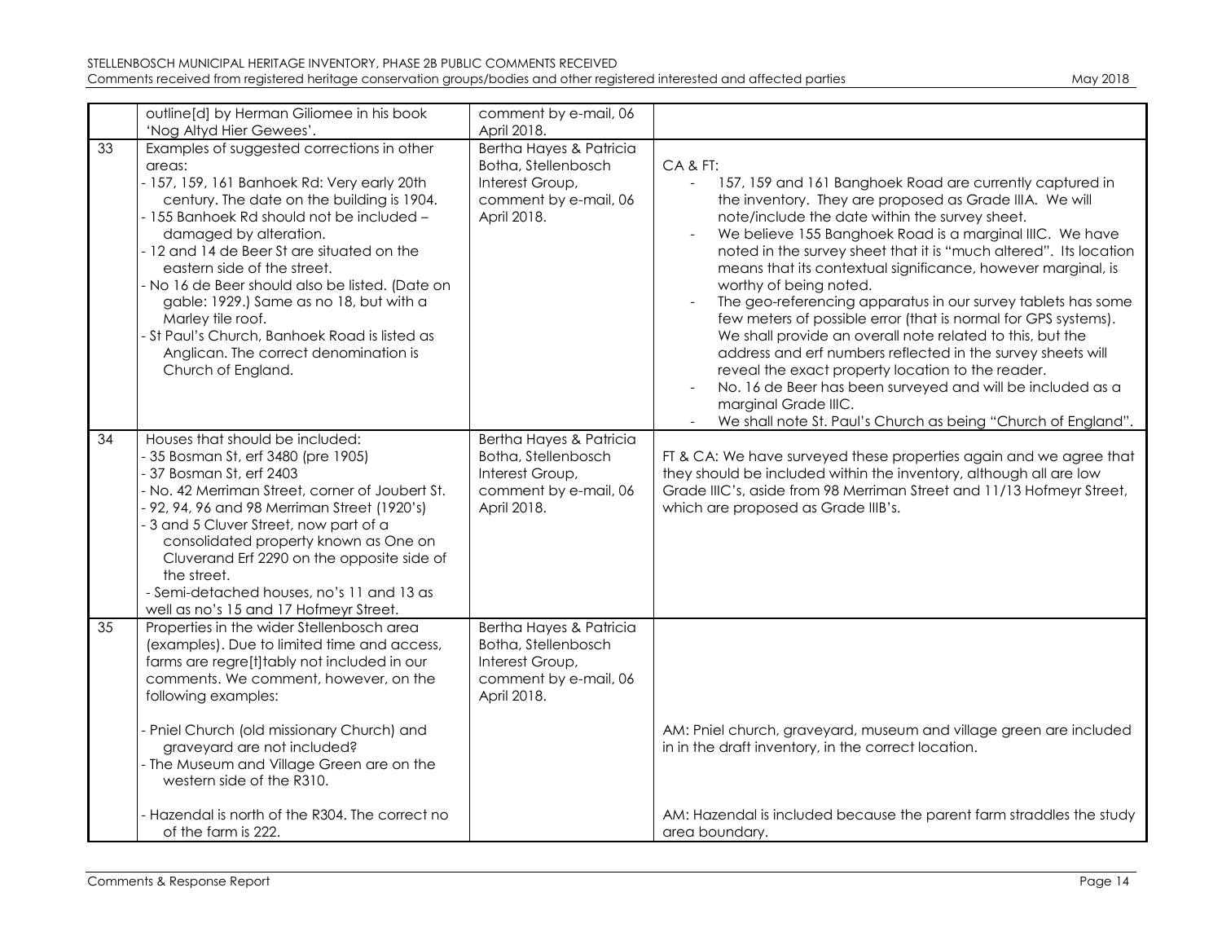|  |  |  |  |
|---|---|---|---|
|  | outline[d] by Herman Giliomee in his book 'Nog Altyd Hier Gewees'. | comment by e-mail, 06 April 2018. |  |
| 33 | Examples of suggested corrections in other areas:<br>- 157, 159, 161 Banhoek Rd: Very early 20th century. The date on the building is 1904.<br>- 155 Banhoek Rd should not be included – damaged by alteration.<br>- 12 and 14 de Beer St are situated on the eastern side of the street.<br>- No 16 de Beer should also be listed. (Date on gable: 1929.) Same as no 18, but with a Marley tile roof.<br>- St Paul's Church, Banhoek Road is listed as Anglican. The correct denomination is Church of England. | Bertha Hayes & Patricia Botha, Stellenbosch Interest Group, comment by e-mail, 06 April 2018. | CA & FT:<br>- 157, 159 and 161 Banghoek Road are currently captured in the inventory. They are proposed as Grade IIIA. We will note/include the date within the survey sheet.<br>- We believe 155 Banghoek Road is a marginal IIIC. We have noted in the survey sheet that it is "much altered". Its location means that its contextual significance, however marginal, is worthy of being noted.<br>- The geo-referencing apparatus in our survey tablets has some few meters of possible error (that is normal for GPS systems). We shall provide an overall note related to this, but the address and erf numbers reflected in the survey sheets will reveal the exact property location to the reader.<br>- No. 16 de Beer has been surveyed and will be included as a marginal Grade IIIC.<br>- We shall note St. Paul's Church as being "Church of England". |
| 34 | Houses that should be included:<br>- 35 Bosman St, erf 3480 (pre 1905)<br>- 37 Bosman St, erf 2403<br>- No. 42 Merriman Street, corner of Joubert St.<br>- 92, 94, 96 and 98 Merriman Street (1920's)<br>- 3 and 5 Cluver Street, now part of a consolidated property known as One on Cluverand Erf 2290 on the opposite side of the street.<br>- Semi-detached houses, no's 11 and 13 as well as no's 15 and 17 Hofmeyr Street. | Bertha Hayes & Patricia Botha, Stellenbosch Interest Group, comment by e-mail, 06 April 2018. | FT & CA: We have surveyed these properties again and we agree that they should be included within the inventory, although all are low Grade IIIC's, aside from 98 Merriman Street and 11/13 Hofmeyr Street, which are proposed as Grade IIIB's. |
| 35 | Properties in the wider Stellenbosch area (examples). Due to limited time and access, farms are regre[t]tably not included in our comments. We comment, however, on the following examples:<br><br>- Pniel Church (old missionary Church) and graveyard are not included?<br>- The Museum and Village Green are on the western side of the R310.<br><br>- Hazendal is north of the R304. The correct no of the farm is 222. | Bertha Hayes & Patricia Botha, Stellenbosch Interest Group, comment by e-mail, 06 April 2018. | AM: Pniel church, graveyard, museum and village green are included in in the draft inventory, in the correct location.<br><br>AM: Hazendal is included because the parent farm straddles the study area boundary. |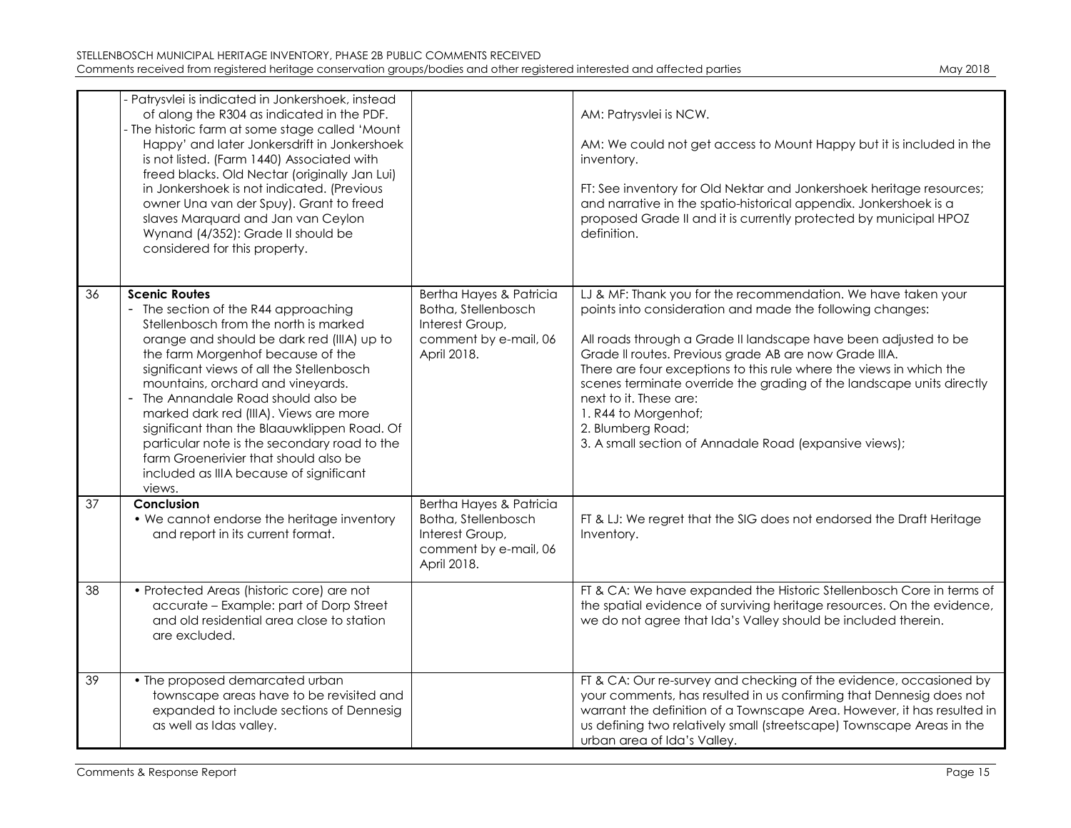| | | | |
|---|---|---|---|
| | - Patrysvlei is indicated in Jonkershoek, instead of along the R304 as indicated in the PDF.<br>- The historic farm at some stage called 'Mount Happy' and later Jonkersdrift in Jonkershoek is not listed. (Farm 1440) Associated with freed blacks. Old Nectar (originally Jan Lui) in Jonkershoek is not indicated. (Previous owner Una van der Spuy). Grant to freed slaves Marquard and Jan van Ceylon Wynand (4/352): Grade II should be considered for this property. | | AM: Patrysvlei is NCW.<br><br>AM: We could not get access to Mount Happy but it is included in the inventory.<br><br>FT: See inventory for Old Nektar and Jonkershoek heritage resources; and narrative in the spatio-historical appendix. Jonkershoek is a proposed Grade II and it is currently protected by municipal HPOZ definition. |
| 36 | **Scenic Routes**<br>- The section of the R44 approaching Stellenbosch from the north is marked orange and should be dark red (IIIA) up to the farm Morgenhof because of the significant views of all the Stellenbosch mountains, orchard and vineyards.<br>- The Annandale Road should also be marked dark red (IIIA). Views are more significant than the Blaauwklippen Road. Of particular note is the secondary road to the farm Groenerivier that should also be included as IIIA because of significant views. | Bertha Hayes & Patricia Botha, Stellenbosch Interest Group, comment by e-mail, 06 April 2018. | LJ & MF: Thank you for the recommendation. We have taken your points into consideration and made the following changes:<br><br>All roads through a Grade II landscape have been adjusted to be Grade II routes. Previous grade AB are now Grade IIIA.<br>There are four exceptions to this rule where the views in which the scenes terminate override the grading of the landscape units directly next to it. These are:<br>1. R44 to Morgenhof;<br>2. Blumberg Road;<br>3. A small section of Annadale Road (expansive views); |
| 37 | **Conclusion**<br>• We cannot endorse the heritage inventory and report in its current format. | Bertha Hayes & Patricia Botha, Stellenbosch Interest Group, comment by e-mail, 06 April 2018. | FT & LJ: We regret that the SIG does not endorsed the Draft Heritage Inventory. |
| 38 | • Protected Areas (historic core) are not accurate – Example: part of Dorp Street and old residential area close to station are excluded. | | FT & CA: We have expanded the Historic Stellenbosch Core in terms of the spatial evidence of surviving heritage resources. On the evidence, we do not agree that Ida's Valley should be included therein. |
| 39 | • The proposed demarcated urban townscape areas have to be revisited and expanded to include sections of Dennesig as well as Idas valley. | | FT & CA: Our re-survey and checking of the evidence, occasioned by your comments, has resulted in us confirming that Dennesig does not warrant the definition of a Townscape Area. However, it has resulted in us defining two relatively small (streetscape) Townscape Areas in the urban area of Ida's Valley. |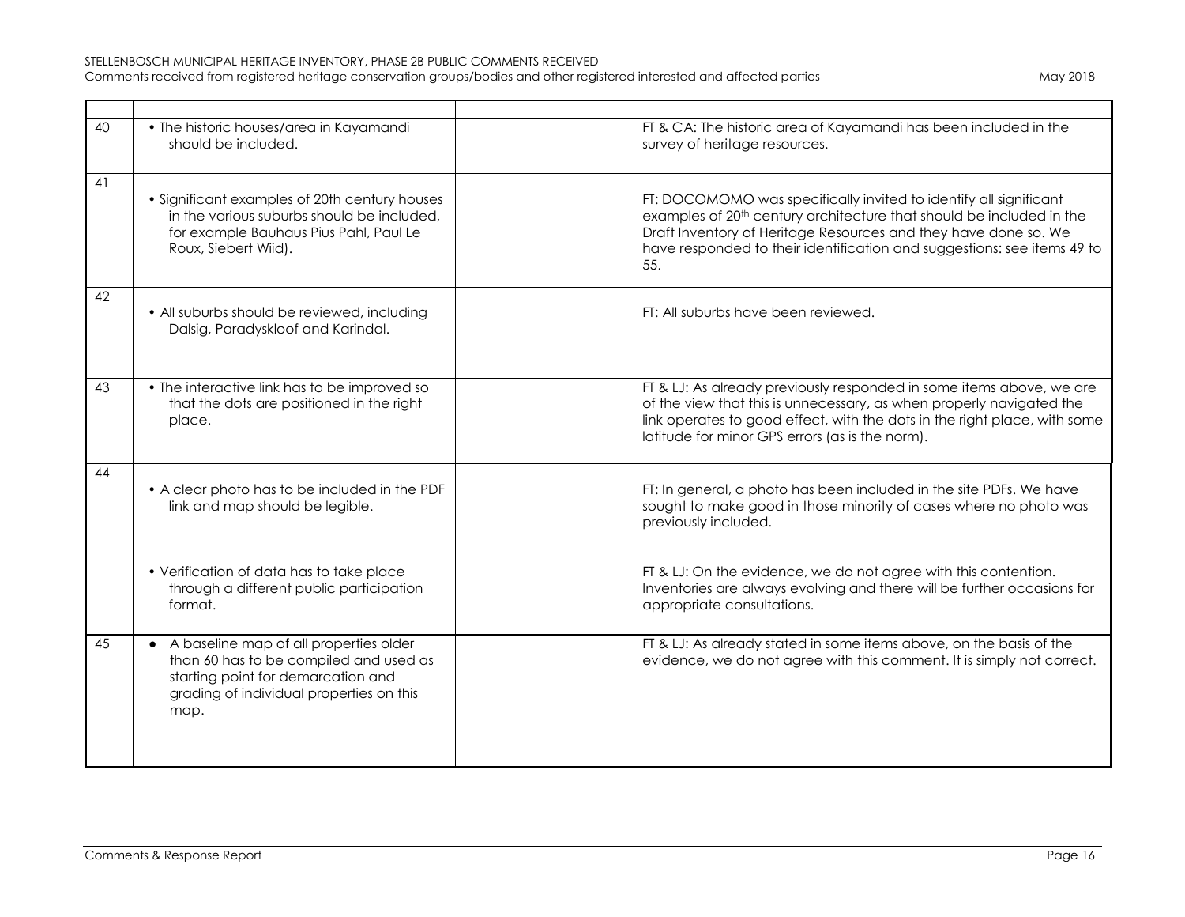| | | | |
|---|---|---|---|
| 40 | • The historic houses/area in Kayamandi should be included. | | FT & CA: The historic area of Kayamandi has been included in the survey of heritage resources. |
| 41 | • Significant examples of 20th century houses in the various suburbs should be included, for example Bauhaus Pius Pahl, Paul Le Roux, Siebert Wiid). | | FT: DOCOMOMO was specifically invited to identify all significant examples of 20th century architecture that should be included in the Draft Inventory of Heritage Resources and they have done so. We have responded to their identification and suggestions: see items 49 to 55. |
| 42 | • All suburbs should be reviewed, including Dalsig, Paradyskloof and Karindal. | | FT: All suburbs have been reviewed. |
| 43 | • The interactive link has to be improved so that the dots are positioned in the right place. | | FT & LJ: As already previously responded in some items above, we are of the view that this is unnecessary, as when properly navigated the link operates to good effect, with the dots in the right place, with some latitude for minor GPS errors (as is the norm). |
| 44 | • A clear photo has to be included in the PDF link and map should be legible. | | FT: In general, a photo has been included in the site PDFs. We have sought to make good in those minority of cases where no photo was previously included. |
| | • Verification of data has to take place through a different public participation format. | | FT & LJ: On the evidence, we do not agree with this contention. Inventories are always evolving and there will be further occasions for appropriate consultations. |
| 45 | • A baseline map of all properties older than 60 has to be compiled and used as starting point for demarcation and grading of individual properties on this map. | | FT & LJ: As already stated in some items above, on the basis of the evidence, we do not agree with this comment. It is simply not correct. |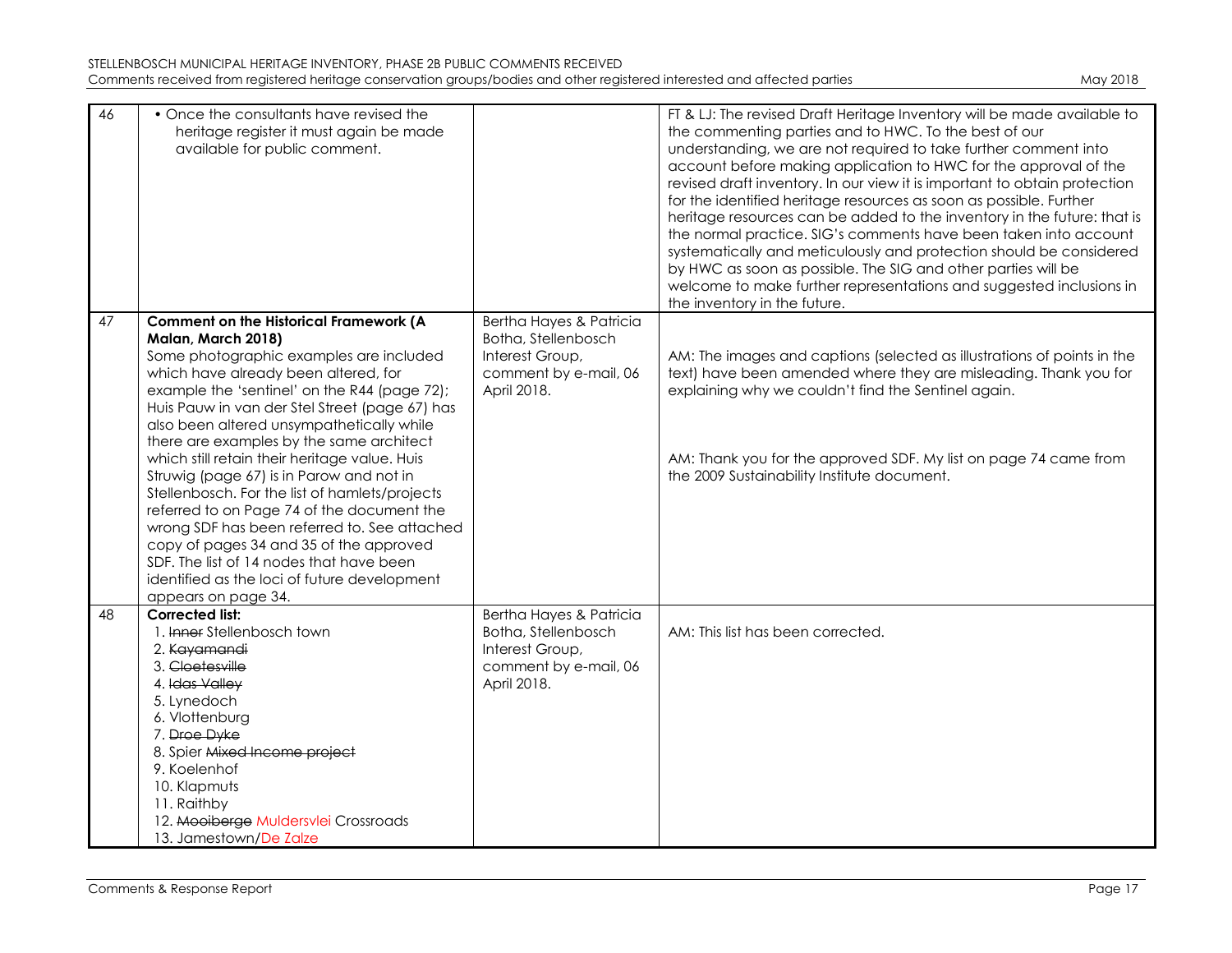| | | | |
|---|---|---|---|
| 46 | • Once the consultants have revised the heritage register it must again be made available for public comment. | | FT & LJ: The revised Draft Heritage Inventory will be made available to the commenting parties and to HWC. To the best of our understanding, we are not required to take further comment into account before making application to HWC for the approval of the revised draft inventory. In our view it is important to obtain protection for the identified heritage resources as soon as possible. Further heritage resources can be added to the inventory in the future: that is the normal practice. SIG's comments have been taken into account systematically and meticulously and protection should be considered by HWC as soon as possible. The SIG and other parties will be welcome to make further representations and suggested inclusions in the inventory in the future. |
| 47 | **Comment on the Historical Framework (A Malan, March 2018)**<br>Some photographic examples are included which have already been altered, for example the 'sentinel' on the R44 (page 72); Huis Pauw in van der Stel Street (page 67) has also been altered unsympathetically while there are examples by the same architect which still retain their heritage value. Huis Struwig (page 67) is in Parow and not in Stellenbosch. For the list of hamlets/projects referred to on Page 74 of the document the wrong SDF has been referred to. See attached copy of pages 34 and 35 of the approved SDF. The list of 14 nodes that have been identified as the loci of future development appears on page 34. | Bertha Hayes & Patricia Botha, Stellenbosch Interest Group, comment by e-mail, 06 April 2018. | AM: The images and captions (selected as illustrations of points in the text) have been amended where they are misleading. Thank you for explaining why we couldn't find the Sentinel again.<br><br>AM: Thank you for the approved SDF. My list on page 74 came from the 2009 Sustainability Institute document. |
| 48 | **Corrected list:**<br>1. ~~Inner~~ Stellenbosch town<br>2. ~~Kayamandi~~<br>3. ~~Cloetesville~~<br>4. ~~Idas Valley~~<br>5. Lynedoch<br>6. Vlottenburg<br>7. ~~Droe Dyke~~<br>8. Spier ~~Mixed Income project~~<br>9. Koelenhof<br>10. Klapmuts<br>11. Raithby<br>12. ~~Mooiberge~~ Muldersvlei Crossroads<br>13. Jamestown/De Zalze | Bertha Hayes & Patricia Botha, Stellenbosch Interest Group, comment by e-mail, 06 April 2018. | AM: This list has been corrected. |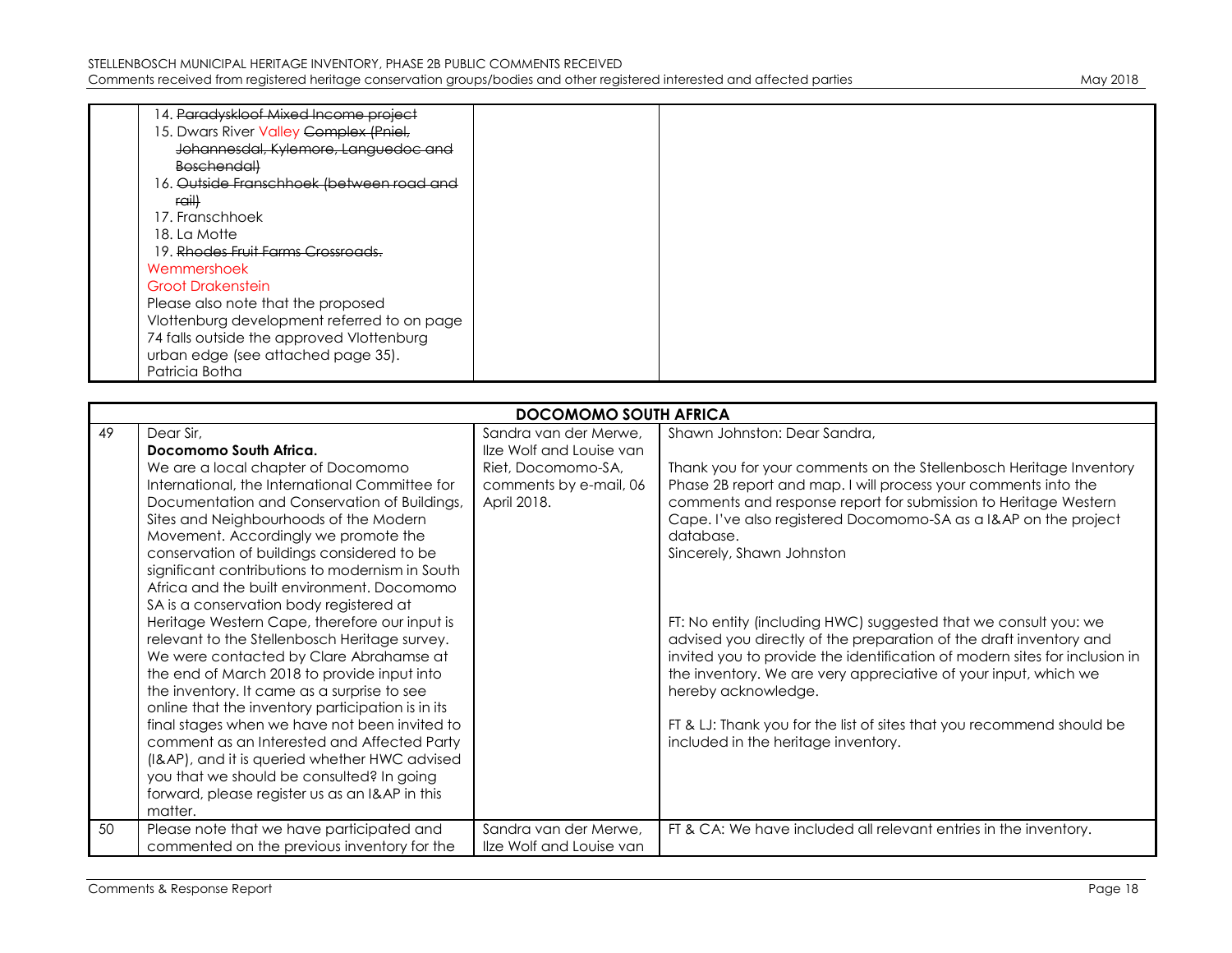| | | | |
|---|---|---|---|
| | 14. ~~Paradyskloof Mixed Income project~~<br>15. Dwars River Valley ~~Complex (Pniel, Johannesdal, Kylemore, Languedoc and Boschendal)~~<br>16. ~~Outside Franschhoek (between road and rail)~~<br>17. Franschhoek<br>18. La Motte<br>19. ~~Rhodes Fruit Farms Crossroads.~~<br>Wemmershoek<br>Groot Drakenstein<br>Please also note that the proposed Vlottenburg development referred to on page 74 falls outside the approved Vlottenburg urban edge (see attached page 35).<br>Patricia Botha | | |

| **DOCOMOMO SOUTH AFRICA** | | | |
|---|---|---|---|
| 49 | Dear Sir,<br>**Docomomo South Africa.**<br>We are a local chapter of Docomomo International, the International Committee for Documentation and Conservation of Buildings, Sites and Neighbourhoods of the Modern Movement. Accordingly we promote the conservation of buildings considered to be significant contributions to modernism in South Africa and the built environment. Docomomo SA is a conservation body registered at Heritage Western Cape, therefore our input is relevant to the Stellenbosch Heritage survey. We were contacted by Clare Abrahamse at the end of March 2018 to provide input into the inventory. It came as a surprise to see online that the inventory participation is in its final stages when we have not been invited to comment as an Interested and Affected Party (I&AP), and it is queried whether HWC advised you that we should be consulted? In going forward, please register us as an I&AP in this matter. | Sandra van der Merwe, Ilze Wolf and Louise van Riet, Docomomo-SA, comments by e-mail, 06 April 2018. | Shawn Johnston: Dear Sandra,<br><br>Thank you for your comments on the Stellenbosch Heritage Inventory Phase 2B report and map. I will process your comments into the comments and response report for submission to Heritage Western Cape. I've also registered Docomomo-SA as a I&AP on the project database.<br>Sincerely, Shawn Johnston<br><br>FT: No entity (including HWC) suggested that we consult you: we advised you directly of the preparation of the draft inventory and invited you to provide the identification of modern sites for inclusion in the inventory. We are very appreciative of your input, which we hereby acknowledge.<br><br>FT & LJ: Thank you for the list of sites that you recommend should be included in the heritage inventory. |
| 50 | Please note that we have participated and commented on the previous inventory for the | Sandra van der Merwe, Ilze Wolf and Louise van | FT & CA: We have included all relevant entries in the inventory. |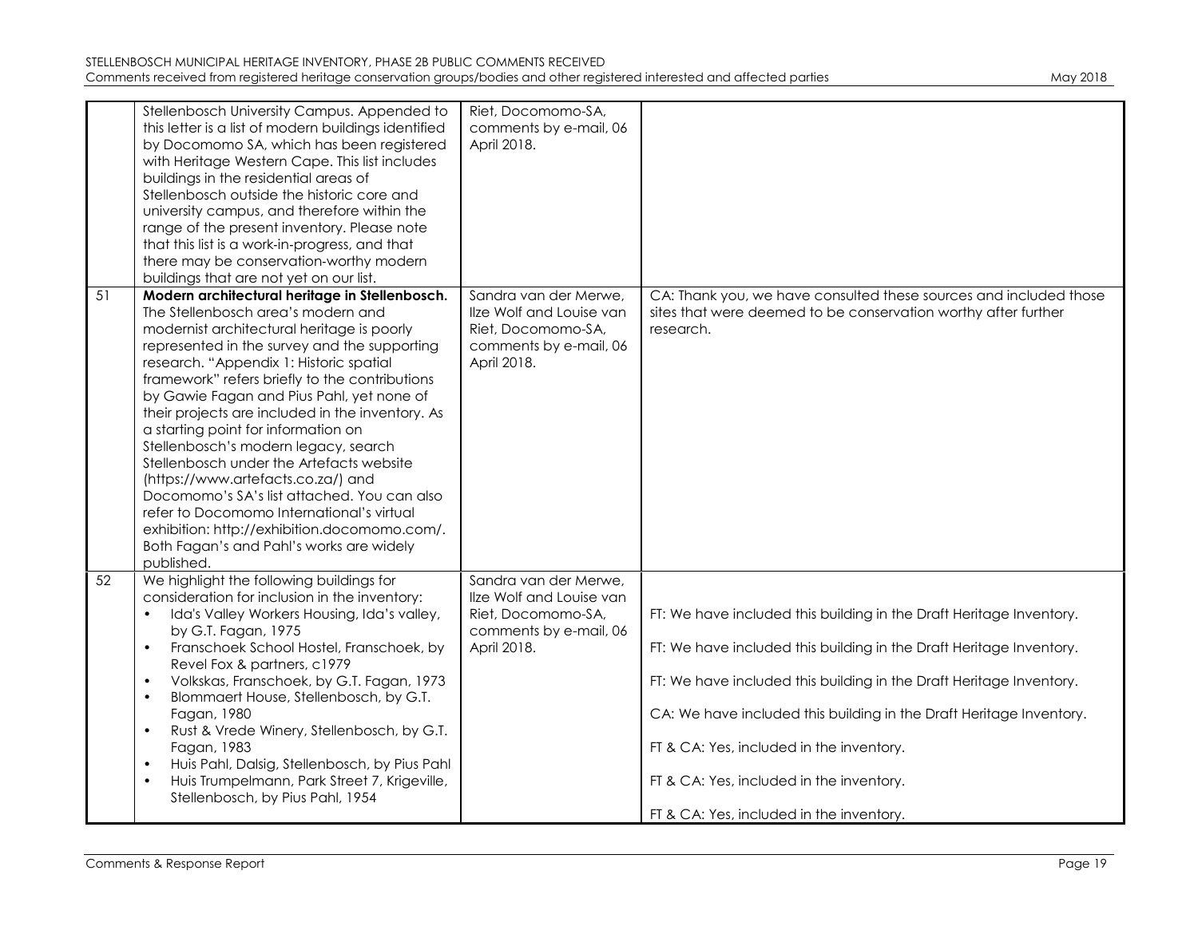| | | | |
|---|---|---|---|
| | Stellenbosch University Campus. Appended to this letter is a list of modern buildings identified by Docomomo SA, which has been registered with Heritage Western Cape. This list includes buildings in the residential areas of Stellenbosch outside the historic core and university campus, and therefore within the range of the present inventory. Please note that this list is a work-in-progress, and that there may be conservation-worthy modern buildings that are not yet on our list. | Riet, Docomomo-SA, comments by e-mail, 06 April 2018. | |
| 51 | **Modern architectural heritage in Stellenbosch.** The Stellenbosch area's modern and modernist architectural heritage is poorly represented in the survey and the supporting research. "Appendix 1: Historic spatial framework" refers briefly to the contributions by Gawie Fagan and Pius Pahl, yet none of their projects are included in the inventory. As a starting point for information on Stellenbosch's modern legacy, search Stellenbosch under the Artefacts website (https://www.artefacts.co.za/) and Docomomo's SA's list attached. You can also refer to Docomomo International's virtual exhibition: http://exhibition.docomomo.com/. Both Fagan's and Pahl's works are widely published. | Sandra van der Merwe, Ilze Wolf and Louise van Riet, Docomomo-SA, comments by e-mail, 06 April 2018. | CA: Thank you, we have consulted these sources and included those sites that were deemed to be conservation worthy after further research. |
| 52 | We highlight the following buildings for consideration for inclusion in the inventory:<br>• Ida's Valley Workers Housing, Ida's valley, by G.T. Fagan, 1975<br>• Franschoek School Hostel, Franschoek, by Revel Fox & partners, c1979<br>• Volkskas, Franschoek, by G.T. Fagan, 1973<br>• Blommaert House, Stellenbosch, by G.T. Fagan, 1980<br>• Rust & Vrede Winery, Stellenbosch, by G.T. Fagan, 1983<br>• Huis Pahl, Dalsig, Stellenbosch, by Pius Pahl<br>• Huis Trumpelmann, Park Street 7, Krigeville, Stellenbosch, by Pius Pahl, 1954 | Sandra van der Merwe, Ilze Wolf and Louise van Riet, Docomomo-SA, comments by e-mail, 06 April 2018. | FT: We have included this building in the Draft Heritage Inventory.<br><br>FT: We have included this building in the Draft Heritage Inventory.<br><br>FT: We have included this building in the Draft Heritage Inventory.<br><br>CA: We have included this building in the Draft Heritage Inventory.<br><br>FT & CA: Yes, included in the inventory.<br><br>FT & CA: Yes, included in the inventory.<br><br>FT & CA: Yes, included in the inventory. |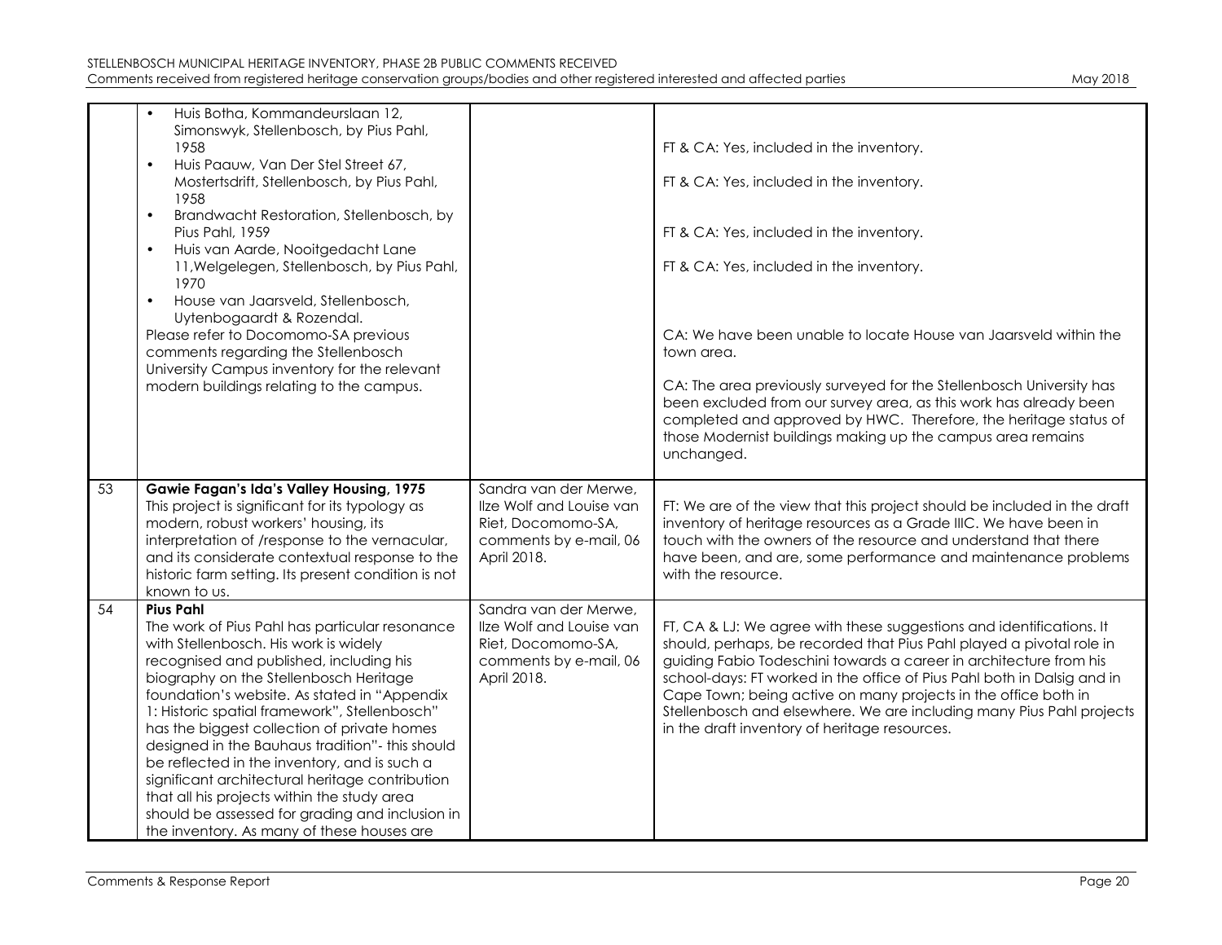| | | | |
|---|---|---|---|
| | • Huis Botha, Kommandeurslaan 12, Simonswyk, Stellenbosch, by Pius Pahl, 1958<br>• Huis Paauw, Van Der Stel Street 67, Mostertsdrift, Stellenbosch, by Pius Pahl, 1958<br>• Brandwacht Restoration, Stellenbosch, by Pius Pahl, 1959<br>• Huis van Aarde, Nooitgedacht Lane 11,Welgelegen, Stellenbosch, by Pius Pahl, 1970<br>• House van Jaarsveld, Stellenbosch, Uytenbogaardt & Rozendal.<br>Please refer to Docomomo-SA previous comments regarding the Stellenbosch University Campus inventory for the relevant modern buildings relating to the campus. | | FT & CA: Yes, included in the inventory.<br><br>FT & CA: Yes, included in the inventory.<br><br>FT & CA: Yes, included in the inventory.<br><br>FT & CA: Yes, included in the inventory.<br><br>CA: We have been unable to locate House van Jaarsveld within the town area.<br><br>CA: The area previously surveyed for the Stellenbosch University has been excluded from our survey area, as this work has already been completed and approved by HWC. Therefore, the heritage status of those Modernist buildings making up the campus area remains unchanged. |
| 53 | **Gawie Fagan's Ida's Valley Housing, 1975**<br>This project is significant for its typology as modern, robust workers' housing, its interpretation of /response to the vernacular, and its considerate contextual response to the historic farm setting. Its present condition is not known to us. | Sandra van der Merwe, Ilze Wolf and Louise van Riet, Docomomo-SA, comments by e-mail, 06 April 2018. | FT: We are of the view that this project should be included in the draft inventory of heritage resources as a Grade IIIC. We have been in touch with the owners of the resource and understand that there have been, and are, some performance and maintenance problems with the resource. |
| 54 | **Pius Pahl**<br>The work of Pius Pahl has particular resonance with Stellenbosch. His work is widely recognised and published, including his biography on the Stellenbosch Heritage foundation's website. As stated in "Appendix 1: Historic spatial framework", Stellenbosch" has the biggest collection of private homes designed in the Bauhaus tradition"- this should be reflected in the inventory, and is such a significant architectural heritage contribution that all his projects within the study area should be assessed for grading and inclusion in the inventory. As many of these houses are | Sandra van der Merwe, Ilze Wolf and Louise van Riet, Docomomo-SA, comments by e-mail, 06 April 2018. | FT, CA & LJ: We agree with these suggestions and identifications. It should, perhaps, be recorded that Pius Pahl played a pivotal role in guiding Fabio Todeschini towards a career in architecture from his school-days: FT worked in the office of Pius Pahl both in Dalsig and in Cape Town; being active on many projects in the office both in Stellenbosch and elsewhere. We are including many Pius Pahl projects in the draft inventory of heritage resources. |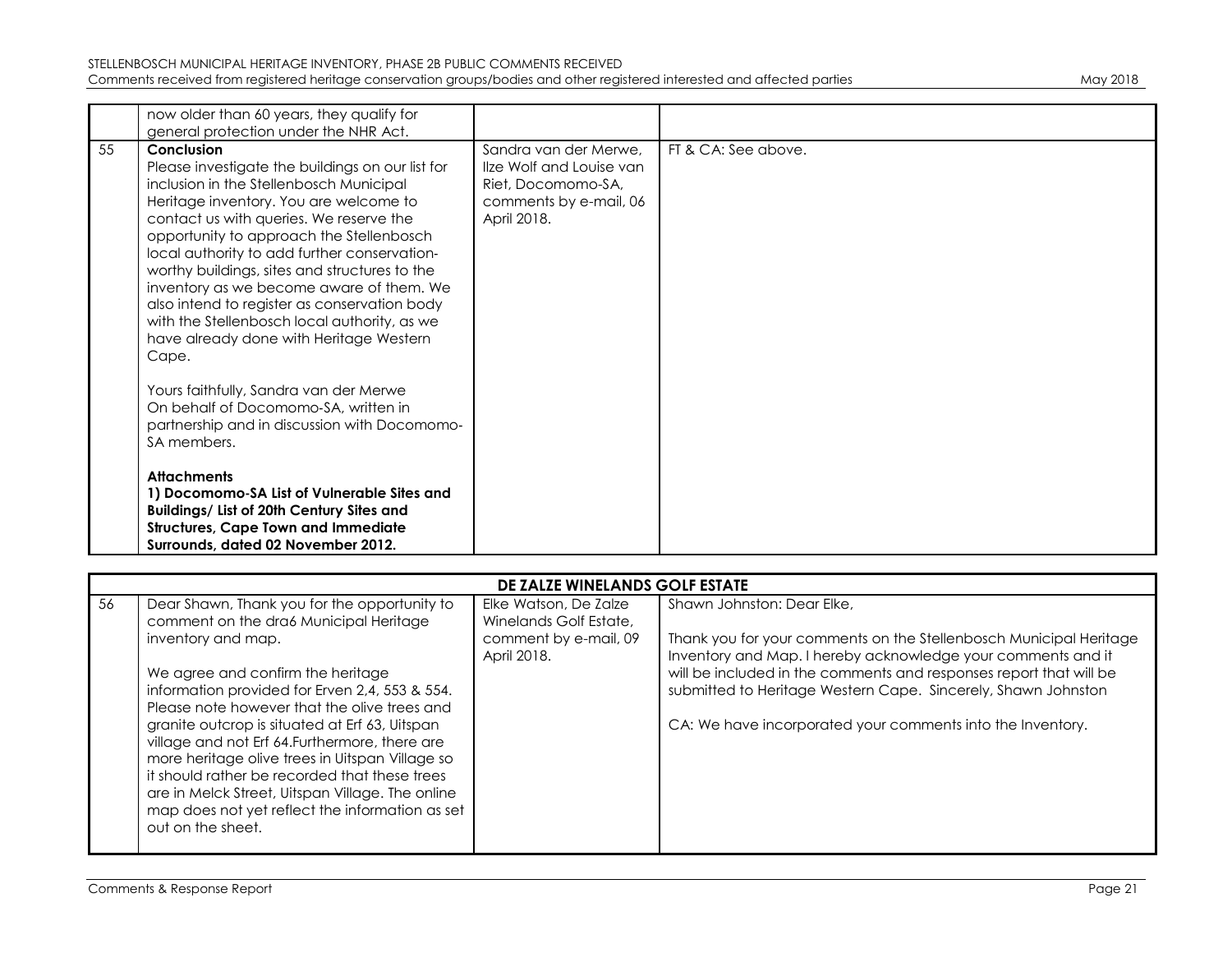| | | | |
|---|---|---|---|
| | now older than 60 years, they qualify for general protection under the NHR Act. | | |
| 55 | **Conclusion**<br>Please investigate the buildings on our list for inclusion in the Stellenbosch Municipal Heritage inventory. You are welcome to contact us with queries. We reserve the opportunity to approach the Stellenbosch local authority to add further conservation-worthy buildings, sites and structures to the inventory as we become aware of them. We also intend to register as conservation body with the Stellenbosch local authority, as we have already done with Heritage Western Cape.<br><br>Yours faithfully, Sandra van der Merwe<br>On behalf of Docomomo-SA, written in partnership and in discussion with Docomomo-SA members.<br><br>**Attachments**<br>**1) Docomomo-SA List of Vulnerable Sites and Buildings/ List of 20th Century Sites and Structures, Cape Town and Immediate Surrounds, dated 02 November 2012.** | Sandra van der Merwe, Ilze Wolf and Louise van Riet, Docomomo-SA, comments by e-mail, 06 April 2018. | FT & CA: See above. |

| | | | |
|---|---|---|---|
| | **DE ZALZE WINELANDS GOLF ESTATE** | | |
| 56 | Dear Shawn, Thank you for the opportunity to comment on the dra6 Municipal Heritage inventory and map.<br><br>We agree and confirm the heritage information provided for Erven 2,4, 553 & 554. Please note however that the olive trees and granite outcrop is situated at Erf 63, Uitspan village and not Erf 64.Furthermore, there are more heritage olive trees in Uitspan Village so it should rather be recorded that these trees are in Melck Street, Uitspan Village. The online map does not yet reflect the information as set out on the sheet. | Elke Watson, De Zalze Winelands Golf Estate, comment by e-mail, 09 April 2018. | Shawn Johnston: Dear Elke,<br><br>Thank you for your comments on the Stellenbosch Municipal Heritage Inventory and Map. I hereby acknowledge your comments and it will be included in the comments and responses report that will be submitted to Heritage Western Cape. Sincerely, Shawn Johnston<br><br>CA: We have incorporated your comments into the Inventory. |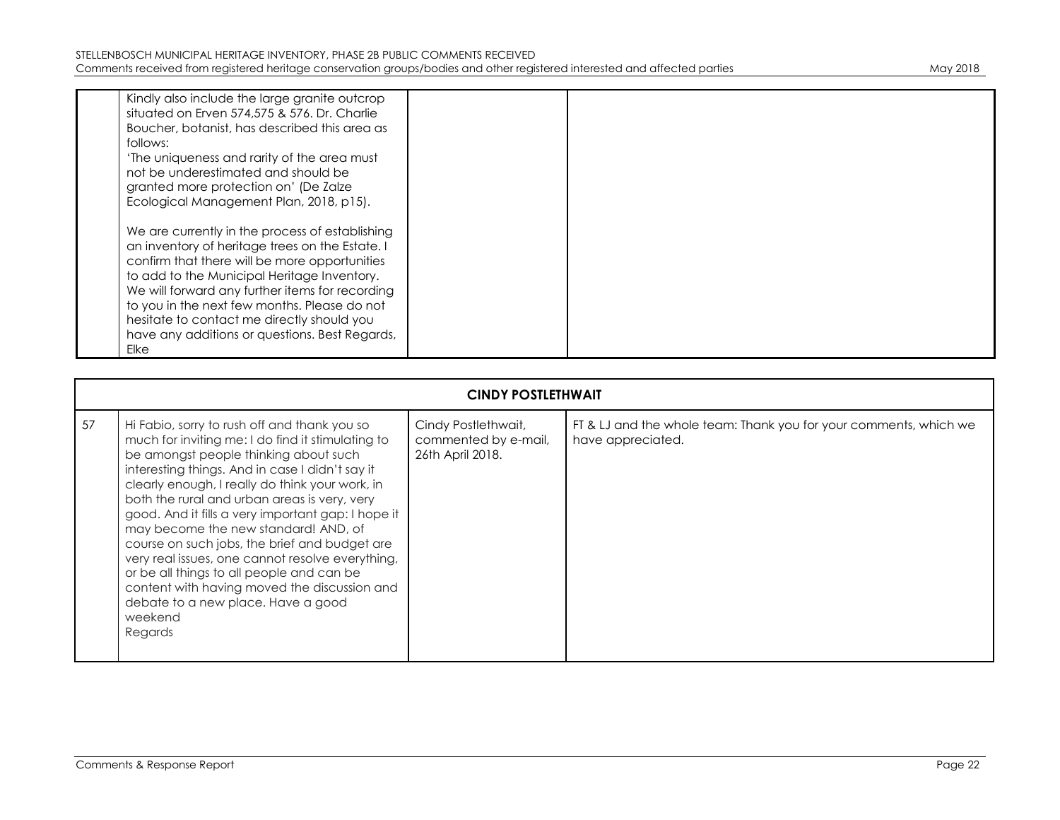| | | | |
|---|---|---|---|
| | Kindly also include the large granite outcrop situated on Erven 574,575 & 576. Dr. Charlie Boucher, botanist, has described this area as follows:<br>'The uniqueness and rarity of the area must not be underestimated and should be granted more protection on' (De Zalze Ecological Management Plan, 2018, p15).<br><br>We are currently in the process of establishing an inventory of heritage trees on the Estate. I confirm that there will be more opportunities to add to the Municipal Heritage Inventory. We will forward any further items for recording to you in the next few months. Please do not hesitate to contact me directly should you have any additions or questions. Best Regards, Elke | | |

| | **CINDY POSTLETHWAIT** | | |
|---|---|---|---|
| 57 | Hi Fabio, sorry to rush off and thank you so much for inviting me: I do find it stimulating to be amongst people thinking about such interesting things. And in case I didn't say it clearly enough, I really do think your work, in both the rural and urban areas is very, very good. And it fills a very important gap: I hope it may become the new standard! AND, of course on such jobs, the brief and budget are very real issues, one cannot resolve everything, or be all things to all people and can be content with having moved the discussion and debate to a new place. Have a good weekend<br>Regards | Cindy Postlethwait, commented by e-mail, 26th April 2018. | FT & LJ and the whole team: Thank you for your comments, which we have appreciated. |